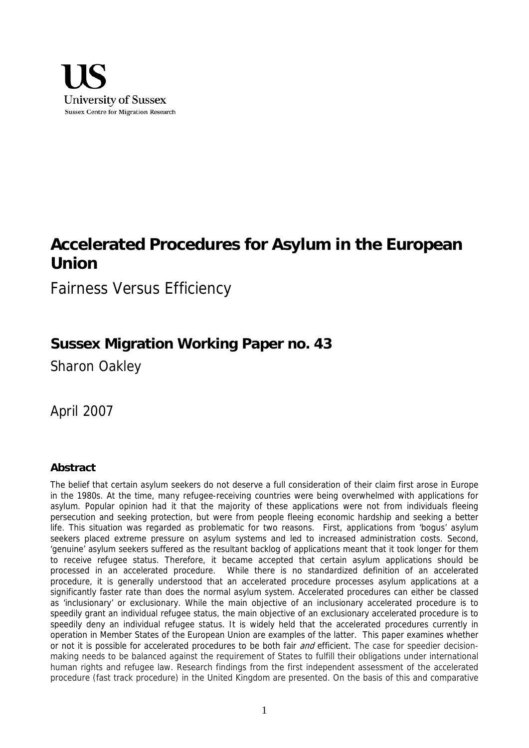**US**
University of Sussex
Sussex Centre for Migration Research

# Accelerated Procedures for Asylum in the European Union

Fairness Versus Efficiency

## Sussex Migration Working Paper no. 43

Sharon Oakley

April 2007

### Abstract

The belief that certain asylum seekers do not deserve a full consideration of their claim first arose in Europe in the 1980s. At the time, many refugee-receiving countries were being overwhelmed with applications for asylum. Popular opinion had it that the majority of these applications were not from individuals fleeing persecution and seeking protection, but were from people fleeing economic hardship and seeking a better life. This situation was regarded as problematic for two reasons. First, applications from 'bogus' asylum seekers placed extreme pressure on asylum systems and led to increased administration costs. Second, 'genuine' asylum seekers suffered as the resultant backlog of applications meant that it took longer for them to receive refugee status. Therefore, it became accepted that certain asylum applications should be processed in an accelerated procedure. While there is no standardized definition of an accelerated procedure, it is generally understood that an accelerated procedure processes asylum applications at a significantly faster rate than does the normal asylum system. Accelerated procedures can either be classed as 'inclusionary' or exclusionary. While the main objective of an inclusionary accelerated procedure is to speedily grant an individual refugee status, the main objective of an exclusionary accelerated procedure is to speedily deny an individual refugee status. It is widely held that the accelerated procedures currently in operation in Member States of the European Union are examples of the latter. This paper examines whether or not it is possible for accelerated procedures to be both fair *and* efficient. The case for speedier decision-making needs to be balanced against the requirement of States to fulfill their obligations under international human rights and refugee law. Research findings from the first independent assessment of the accelerated procedure (fast track procedure) in the United Kingdom are presented. On the basis of this and comparative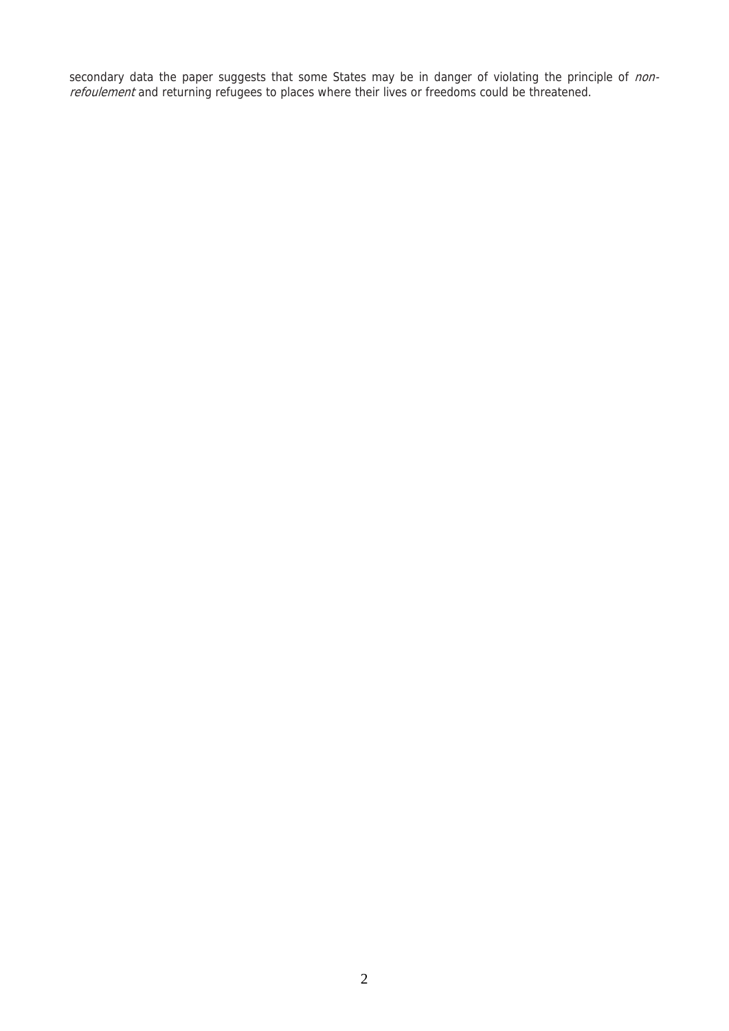secondary data the paper suggests that some States may be in danger of violating the principle of *non-refoulement* and returning refugees to places where their lives or freedoms could be threatened.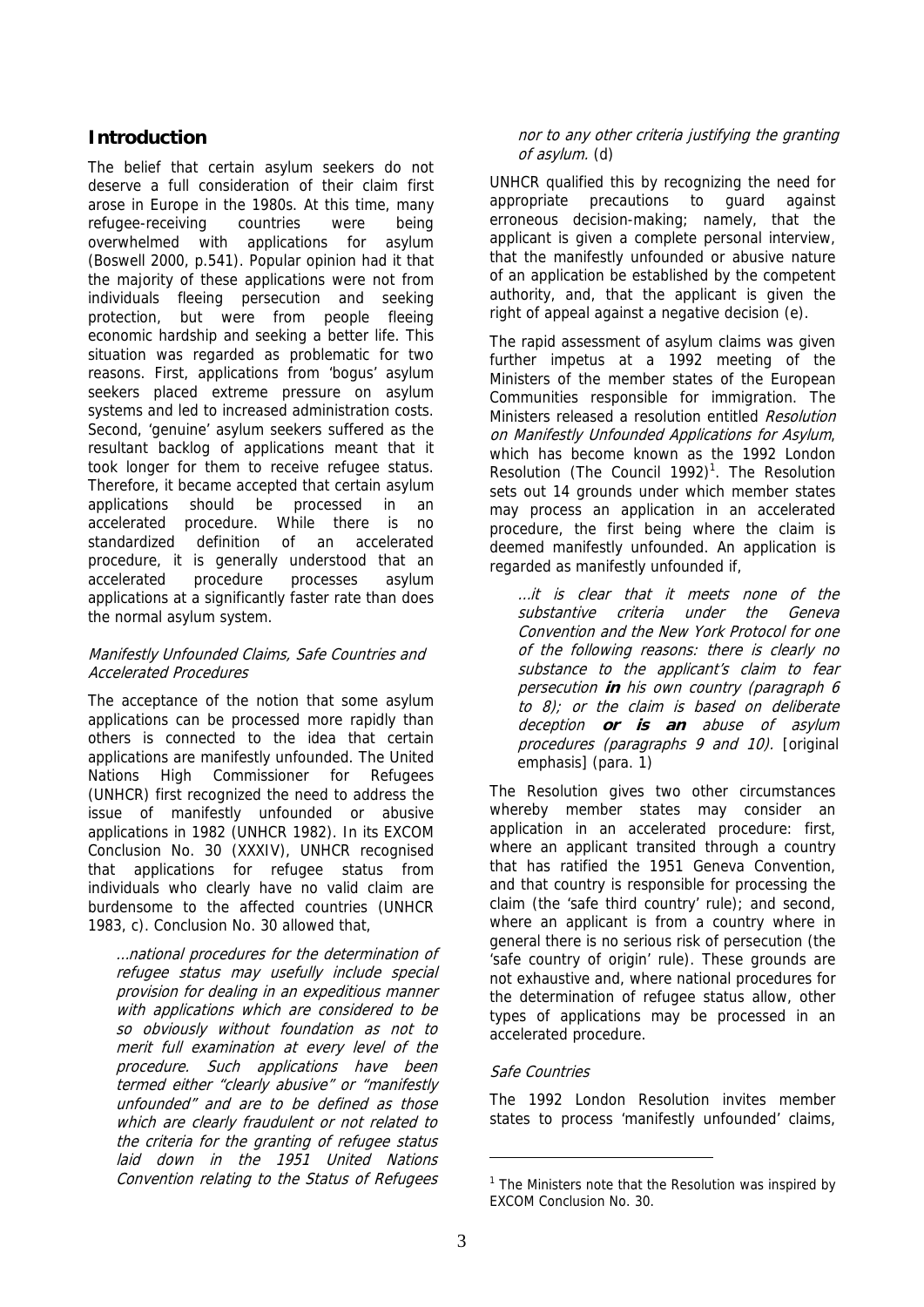## Introduction

The belief that certain asylum seekers do not deserve a full consideration of their claim first arose in Europe in the 1980s. At this time, many refugee-receiving countries were being overwhelmed with applications for asylum (Boswell 2000, p.541). Popular opinion had it that the majority of these applications were not from individuals fleeing persecution and seeking protection, but were from people fleeing economic hardship and seeking a better life. This situation was regarded as problematic for two reasons. First, applications from 'bogus' asylum seekers placed extreme pressure on asylum systems and led to increased administration costs. Second, 'genuine' asylum seekers suffered as the resultant backlog of applications meant that it took longer for them to receive refugee status. Therefore, it became accepted that certain asylum applications should be processed in an accelerated procedure. While there is no standardized definition of an accelerated procedure, it is generally understood that an accelerated procedure processes asylum applications at a significantly faster rate than does the normal asylum system.

### *Manifestly Unfounded Claims, Safe Countries and Accelerated Procedures*

The acceptance of the notion that some asylum applications can be processed more rapidly than others is connected to the idea that certain applications are manifestly unfounded. The United Nations High Commissioner for Refugees (UNHCR) first recognized the need to address the issue of manifestly unfounded or abusive applications in 1982 (UNHCR 1982). In its EXCOM Conclusion No. 30 (XXXIV), UNHCR recognised that applications for refugee status from individuals who clearly have no valid claim are burdensome to the affected countries (UNHCR 1983, c). Conclusion No. 30 allowed that,

> *…national procedures for the determination of refugee status may usefully include special provision for dealing in an expeditious manner with applications which are considered to be so obviously without foundation as not to merit full examination at every level of the procedure. Such applications have been termed either "clearly abusive" or "manifestly unfounded" and are to be defined as those which are clearly fraudulent or not related to the criteria for the granting of refugee status laid down in the 1951 United Nations Convention relating to the Status of Refugees nor to any other criteria justifying the granting of asylum.* (d)

UNHCR qualified this by recognizing the need for appropriate precautions to guard against erroneous decision-making; namely, that the applicant is given a complete personal interview, that the manifestly unfounded or abusive nature of an application be established by the competent authority, and, that the applicant is given the right of appeal against a negative decision (e).

The rapid assessment of asylum claims was given further impetus at a 1992 meeting of the Ministers of the member states of the European Communities responsible for immigration. The Ministers released a resolution entitled *Resolution on Manifestly Unfounded Applications for Asylum*, which has become known as the 1992 London Resolution (The Council 1992)[1]. The Resolution sets out 14 grounds under which member states may process an application in an accelerated procedure, the first being where the claim is deemed manifestly unfounded. An application is regarded as manifestly unfounded if,

> *…it is clear that it meets none of the substantive criteria under the Geneva Convention and the New York Protocol for one of the following reasons: there is clearly no substance to the applicant's claim to fear persecution* ***in*** *his own country (paragraph 6 to 8); or the claim is based on deliberate deception* ***or is an*** *abuse of asylum procedures (paragraphs 9 and 10).* [original emphasis] (para. 1)

The Resolution gives two other circumstances whereby member states may consider an application in an accelerated procedure: first, where an applicant transited through a country that has ratified the 1951 Geneva Convention, and that country is responsible for processing the claim (the 'safe third country' rule); and second, where an applicant is from a country where in general there is no serious risk of persecution (the 'safe country of origin' rule). These grounds are not exhaustive and, where national procedures for the determination of refugee status allow, other types of applications may be processed in an accelerated procedure.

### *Safe Countries*

The 1992 London Resolution invites member states to process 'manifestly unfounded' claims,

---

[1] The Ministers note that the Resolution was inspired by EXCOM Conclusion No. 30.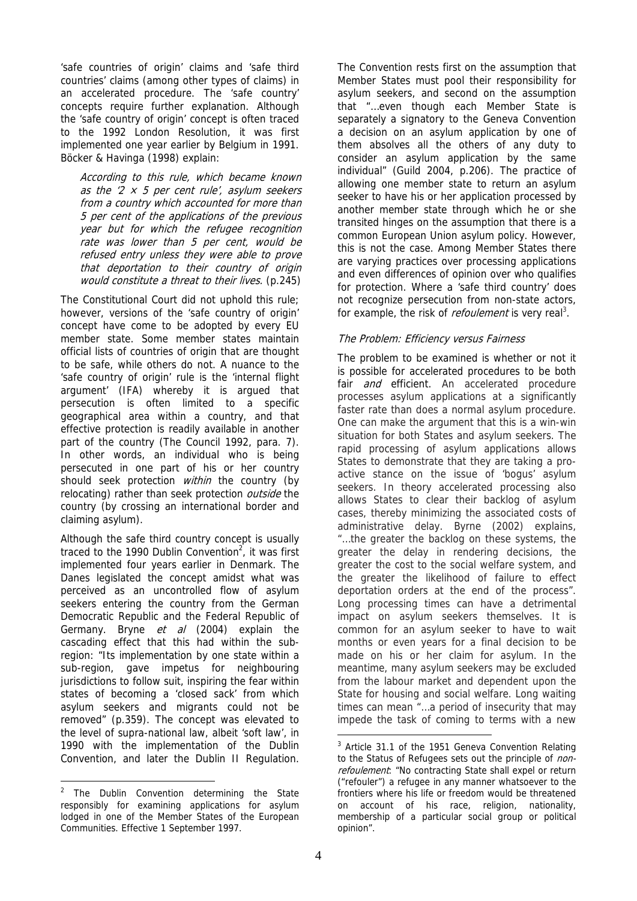'safe countries of origin' claims and 'safe third countries' claims (among other types of claims) in an accelerated procedure. The 'safe country' concepts require further explanation. Although the 'safe country of origin' concept is often traced to the 1992 London Resolution, it was first implemented one year earlier by Belgium in 1991. Böcker & Havinga (1998) explain:

> *According to this rule, which became known as the '2 × 5 per cent rule', asylum seekers from a country which accounted for more than 5 per cent of the applications of the previous year but for which the refugee recognition rate was lower than 5 per cent, would be refused entry unless they were able to prove that deportation to their country of origin would constitute a threat to their lives.* (p.245)

The Constitutional Court did not uphold this rule; however, versions of the 'safe country of origin' concept have come to be adopted by every EU member state. Some member states maintain official lists of countries of origin that are thought to be safe, while others do not. A nuance to the 'safe country of origin' rule is the 'internal flight argument' (IFA) whereby it is argued that persecution is often limited to a specific geographical area within a country, and that effective protection is readily available in another part of the country (The Council 1992, para. 7). In other words, an individual who is being persecuted in one part of his or her country should seek protection *within* the country (by relocating) rather than seek protection *outside* the country (by crossing an international border and claiming asylum).

Although the safe third country concept is usually traced to the 1990 Dublin Convention[2], it was first implemented four years earlier in Denmark. The Danes legislated the concept amidst what was perceived as an uncontrolled flow of asylum seekers entering the country from the German Democratic Republic and the Federal Republic of Germany. Bryne *et al* (2004) explain the cascading effect that this had within the sub-region: "Its implementation by one state within a sub-region, gave impetus for neighbouring jurisdictions to follow suit, inspiring the fear within states of becoming a 'closed sack' from which asylum seekers and migrants could not be removed" (p.359). The concept was elevated to the level of supra-national law, albeit 'soft law', in 1990 with the implementation of the Dublin Convention, and later the Dublin II Regulation. The Convention rests first on the assumption that Member States must pool their responsibility for asylum seekers, and second on the assumption that "…even though each Member State is separately a signatory to the Geneva Convention a decision on an asylum application by one of them absolves all the others of any duty to consider an asylum application by the same individual" (Guild 2004, p.206). The practice of allowing one member state to return an asylum seeker to have his or her application processed by another member state through which he or she transited hinges on the assumption that there is a common European Union asylum policy. However, this is not the case. Among Member States there are varying practices over processing applications and even differences of opinion over who qualifies for protection. Where a 'safe third country' does not recognize persecution from non-state actors, for example, the risk of *refoulement* is very real[3].

### *The Problem: Efficiency versus Fairness*

The problem to be examined is whether or not it is possible for accelerated procedures to be both fair *and* efficient. An accelerated procedure processes asylum applications at a significantly faster rate than does a normal asylum procedure. One can make the argument that this is a win-win situation for both States and asylum seekers. The rapid processing of asylum applications allows States to demonstrate that they are taking a pro-active stance on the issue of 'bogus' asylum seekers. In theory accelerated processing also allows States to clear their backlog of asylum cases, thereby minimizing the associated costs of administrative delay. Byrne (2002) explains, "…the greater the backlog on these systems, the greater the delay in rendering decisions, the greater the cost to the social welfare system, and the greater the likelihood of failure to effect deportation orders at the end of the process". Long processing times can have a detrimental impact on asylum seekers themselves. It is common for an asylum seeker to have to wait months or even years for a final decision to be made on his or her claim for asylum. In the meantime, many asylum seekers may be excluded from the labour market and dependent upon the State for housing and social welfare. Long waiting times can mean "…a period of insecurity that may impede the task of coming to terms with a new

---

[2] The Dublin Convention determining the State responsibly for examining applications for asylum lodged in one of the Member States of the European Communities. Effective 1 September 1997.

[3] Article 31.1 of the 1951 Geneva Convention Relating to the Status of Refugees sets out the principle of *non-refoulement*: "No contracting State shall expel or return ("refouler") a refugee in any manner whatsoever to the frontiers where his life or freedom would be threatened on account of his race, religion, nationality, membership of a particular social group or political opinion".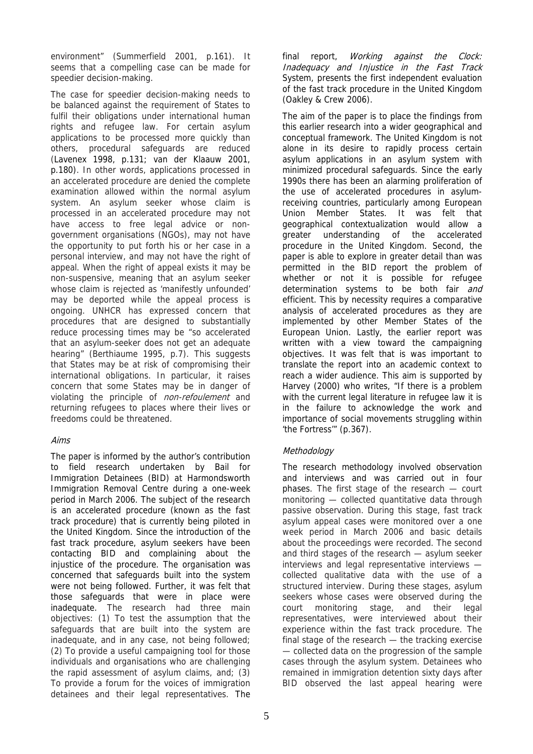environment" (Summerfield 2001, p.161). It seems that a compelling case can be made for speedier decision-making.

The case for speedier decision-making needs to be balanced against the requirement of States to fulfil their obligations under international human rights and refugee law. For certain asylum applications to be processed more quickly than others, procedural safeguards are reduced (Lavenex 1998, p.131; van der Klaauw 2001, p.180). In other words, applications processed in an accelerated procedure are denied the complete examination allowed within the normal asylum system. An asylum seeker whose claim is processed in an accelerated procedure may not have access to free legal advice or non-government organisations (NGOs), may not have the opportunity to put forth his or her case in a personal interview, and may not have the right of appeal. When the right of appeal exists it may be non-suspensive, meaning that an asylum seeker whose claim is rejected as 'manifestly unfounded' may be deported while the appeal process is ongoing. UNHCR has expressed concern that procedures that are designed to substantially reduce processing times may be "so accelerated that an asylum-seeker does not get an adequate hearing" (Berthiaume 1995, p.7). This suggests that States may be at risk of compromising their international obligations. In particular, it raises concern that some States may be in danger of violating the principle of *non-refoulement* and returning refugees to places where their lives or freedoms could be threatened.

### *Aims*

The paper is informed by the author's contribution to field research undertaken by Bail for Immigration Detainees (BID) at Harmondsworth Immigration Removal Centre during a one-week period in March 2006. The subject of the research is an accelerated procedure (known as the fast track procedure) that is currently being piloted in the United Kingdom. Since the introduction of the fast track procedure, asylum seekers have been contacting BID and complaining about the injustice of the procedure. The organisation was concerned that safeguards built into the system were not being followed. Further, it was felt that those safeguards that were in place were inadequate. The research had three main objectives: (1) To test the assumption that the safeguards that are built into the system are inadequate, and in any case, not being followed; (2) To provide a useful campaigning tool for those individuals and organisations who are challenging the rapid assessment of asylum claims, and; (3) To provide a forum for the voices of immigration detainees and their legal representatives. The final report, *Working against the Clock: Inadequacy and Injustice in the Fast Track* System, presents the first independent evaluation of the fast track procedure in the United Kingdom (Oakley & Crew 2006).

The aim of the paper is to place the findings from this earlier research into a wider geographical and conceptual framework. The United Kingdom is not alone in its desire to rapidly process certain asylum applications in an asylum system with minimized procedural safeguards. Since the early 1990s there has been an alarming proliferation of the use of accelerated procedures in asylum-receiving countries, particularly among European Union Member States. It was felt that geographical contextualization would allow a greater understanding of the accelerated procedure in the United Kingdom. Second, the paper is able to explore in greater detail than was permitted in the BID report the problem of whether or not it is possible for refugee determination systems to be both fair *and* efficient. This by necessity requires a comparative analysis of accelerated procedures as they are implemented by other Member States of the European Union. Lastly, the earlier report was written with a view toward the campaigning objectives. It was felt that is was important to translate the report into an academic context to reach a wider audience. This aim is supported by Harvey (2000) who writes, "If there is a problem with the current legal literature in refugee law it is in the failure to acknowledge the work and importance of social movements struggling within 'the Fortress'" (p.367).

### *Methodology*

The research methodology involved observation and interviews and was carried out in four phases. The first stage of the research — court monitoring — collected quantitative data through passive observation. During this stage, fast track asylum appeal cases were monitored over a one week period in March 2006 and basic details about the proceedings were recorded. The second and third stages of the research — asylum seeker interviews and legal representative interviews — collected qualitative data with the use of a structured interview. During these stages, asylum seekers whose cases were observed during the court monitoring stage, and their legal representatives, were interviewed about their experience within the fast track procedure. The final stage of the research — the tracking exercise — collected data on the progression of the sample cases through the asylum system. Detainees who remained in immigration detention sixty days after BID observed the last appeal hearing were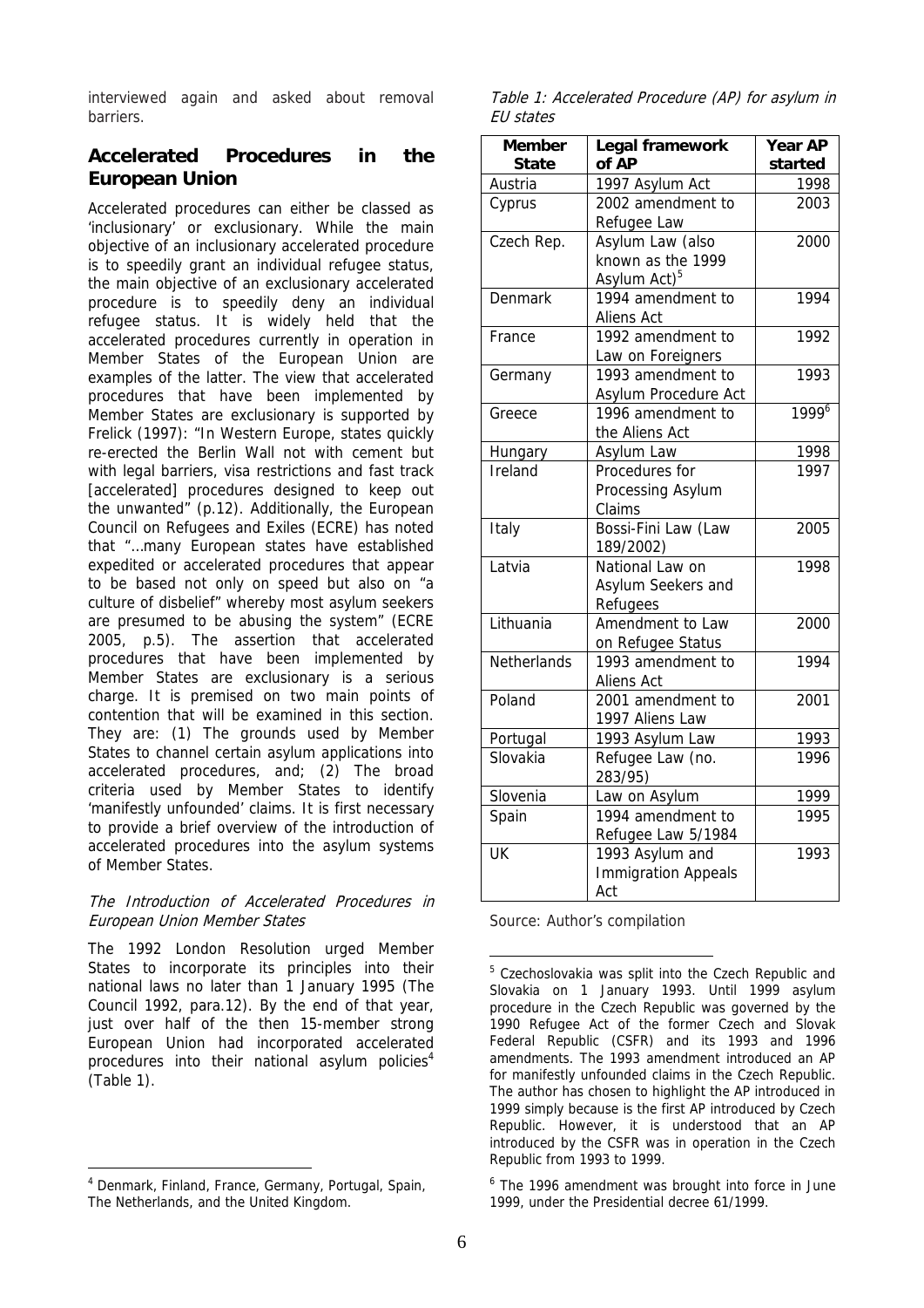interviewed again and asked about removal barriers.

## Accelerated Procedures in the European Union

Accelerated procedures can either be classed as 'inclusionary' or exclusionary. While the main objective of an inclusionary accelerated procedure is to speedily grant an individual refugee status, the main objective of an exclusionary accelerated procedure is to speedily deny an individual refugee status. It is widely held that the accelerated procedures currently in operation in Member States of the European Union are examples of the latter. The view that accelerated procedures that have been implemented by Member States are exclusionary is supported by Frelick (1997): "In Western Europe, states quickly re-erected the Berlin Wall not with cement but with legal barriers, visa restrictions and fast track [accelerated] procedures designed to keep out the unwanted" (p.12). Additionally, the European Council on Refugees and Exiles (ECRE) has noted that "…many European states have established expedited or accelerated procedures that appear to be based not only on speed but also on "a culture of disbelief" whereby most asylum seekers are presumed to be abusing the system" (ECRE 2005, p.5). The assertion that accelerated procedures that have been implemented by Member States are exclusionary is a serious charge. It is premised on two main points of contention that will be examined in this section. They are: (1) The grounds used by Member States to channel certain asylum applications into accelerated procedures, and; (2) The broad criteria used by Member States to identify 'manifestly unfounded' claims. It is first necessary to provide a brief overview of the introduction of accelerated procedures into the asylum systems of Member States.

### *The Introduction of Accelerated Procedures in European Union Member States*

The 1992 London Resolution urged Member States to incorporate its principles into their national laws no later than 1 January 1995 (The Council 1992, para.12). By the end of that year, just over half of the then 15-member strong European Union had incorporated accelerated procedures into their national asylum policies[4] (Table 1).

*Table 1: Accelerated Procedure (AP) for asylum in EU states*

| Member State | Legal framework of AP | Year AP started |
|---|---|---|
| Austria | 1997 Asylum Act | 1998 |
| Cyprus | 2002 amendment to Refugee Law | 2003 |
| Czech Rep. | Asylum Law (also known as the 1999 Asylum Act)[5] | 2000 |
| Denmark | 1994 amendment to Aliens Act | 1994 |
| France | 1992 amendment to Law on Foreigners | 1992 |
| Germany | 1993 amendment to Asylum Procedure Act | 1993 |
| Greece | 1996 amendment to the Aliens Act | 1999[6] |
| Hungary | Asylum Law | 1998 |
| Ireland | Procedures for Processing Asylum Claims | 1997 |
| Italy | Bossi-Fini Law (Law 189/2002) | 2005 |
| Latvia | National Law on Asylum Seekers and Refugees | 1998 |
| Lithuania | Amendment to Law on Refugee Status | 2000 |
| Netherlands | 1993 amendment to Aliens Act | 1994 |
| Poland | 2001 amendment to 1997 Aliens Law | 2001 |
| Portugal | 1993 Asylum Law | 1993 |
| Slovakia | Refugee Law (no. 283/95) | 1996 |
| Slovenia | Law on Asylum | 1999 |
| Spain | 1994 amendment to Refugee Law 5/1984 | 1995 |
| UK | 1993 Asylum and Immigration Appeals Act | 1993 |

Source: Author's compilation

[4] Denmark, Finland, France, Germany, Portugal, Spain, The Netherlands, and the United Kingdom.

[5] Czechoslovakia was split into the Czech Republic and Slovakia on 1 January 1993. Until 1999 asylum procedure in the Czech Republic was governed by the 1990 Refugee Act of the former Czech and Slovak Federal Republic (CSFR) and its 1993 and 1996 amendments. The 1993 amendment introduced an AP for manifestly unfounded claims in the Czech Republic. The author has chosen to highlight the AP introduced in 1999 simply because is the first AP introduced by Czech Republic. However, it is understood that an AP introduced by the CSFR was in operation in the Czech Republic from 1993 to 1999.

[6] The 1996 amendment was brought into force in June 1999, under the Presidential decree 61/1999.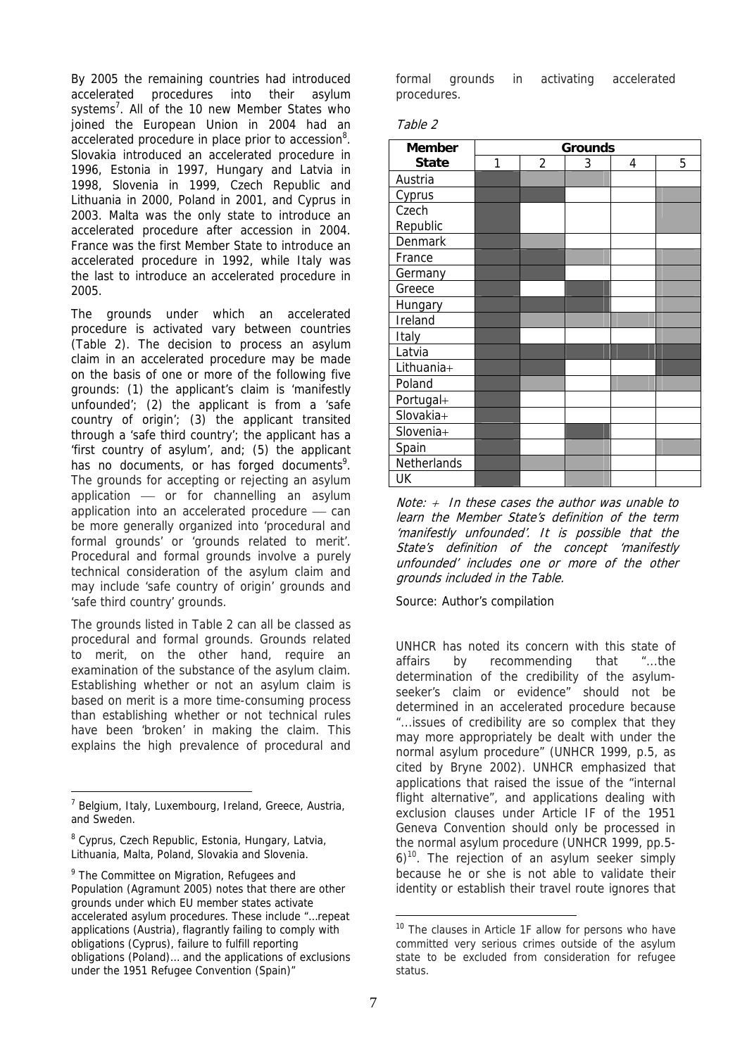By 2005 the remaining countries had introduced accelerated procedures into their asylum systems[7]. All of the 10 new Member States who joined the European Union in 2004 had an accelerated procedure in place prior to accession[8]. Slovakia introduced an accelerated procedure in 1996, Estonia in 1997, Hungary and Latvia in 1998, Slovenia in 1999, Czech Republic and Lithuania in 2000, Poland in 2001, and Cyprus in 2003. Malta was the only state to introduce an accelerated procedure after accession in 2004. France was the first Member State to introduce an accelerated procedure in 1992, while Italy was the last to introduce an accelerated procedure in 2005.

The grounds under which an accelerated procedure is activated vary between countries (Table 2). The decision to process an asylum claim in an accelerated procedure may be made on the basis of one or more of the following five grounds: (1) the applicant's claim is 'manifestly unfounded'; (2) the applicant is from a 'safe country of origin'; (3) the applicant transited through a 'safe third country'; the applicant has a 'first country of asylum', and; (5) the applicant has no documents, or has forged documents[9]. The grounds for accepting or rejecting an asylum application — or for channelling an asylum application into an accelerated procedure — can be more generally organized into 'procedural and formal grounds' or 'grounds related to merit'. Procedural and formal grounds involve a purely technical consideration of the asylum claim and may include 'safe country of origin' grounds and 'safe third country' grounds.

The grounds listed in Table 2 can all be classed as procedural and formal grounds. Grounds related to merit, on the other hand, require an examination of the substance of the asylum claim. Establishing whether or not an asylum claim is based on merit is a more time-consuming process than establishing whether or not technical rules have been 'broken' in making the claim. This explains the high prevalence of procedural and formal grounds in activating accelerated procedures.

*Table 2*

| Member State | Grounds | | | | |
|---|---|---|---|---|---|
| | 1 | 2 | 3 | 4 | 5 |
| Austria | ■ | ▒ | ▒ | | |
| Cyprus | ■ | ■ | | | ▒ |
| Czech Republic | ■ | | | | ▒ |
| Denmark | ■ | ▒ | | | |
| France | ■ | ■ | ▒ | | ▒ |
| Germany | ■ | ■ | | | ▒ |
| Greece | ■ | | ■ | | ▒ |
| Hungary | ■ | ■ | ■ | | ▒ |
| Ireland | ■ | ▒ | ▒ | ▒ | ▒ |
| Italy | ■ | | | | ▒ |
| Latvia | ■ | ■ | ■ | ■ | ■ |
| Lithuania+ | ■ | ■ | | | ■ |
| Poland | ■ | ▒ | | ▒ | ▒ |
| Portugal+ | ■ | | | | |
| Slovakia+ | ■ | | | | |
| Slovenia+ | ■ | | ■ | | |
| Spain | ■ | | ▒ | | ▒ |
| Netherlands | ■ | ▒ | ▒ | | |
| UK | ■ | | ▒ | | |

*Note: + In these cases the author was unable to learn the Member State's definition of the term 'manifestly unfounded'. It is possible that the State's definition of the concept 'manifestly unfounded' includes one or more of the other grounds included in the Table.*

Source: Author's compilation

UNHCR has noted its concern with this state of affairs by recommending that "…the determination of the credibility of the asylum-seeker's claim or evidence" should not be determined in an accelerated procedure because "…issues of credibility are so complex that they may more appropriately be dealt with under the normal asylum procedure" (UNHCR 1999, p.5, as cited by Bryne 2002). UNHCR emphasized that applications that raised the issue of the "internal flight alternative", and applications dealing with exclusion clauses under Article IF of the 1951 Geneva Convention should only be processed in the normal asylum procedure (UNHCR 1999, pp.5-6)[10]. The rejection of an asylum seeker simply because he or she is not able to validate their identity or establish their travel route ignores that

---

[7] Belgium, Italy, Luxembourg, Ireland, Greece, Austria, and Sweden.

[8] Cyprus, Czech Republic, Estonia, Hungary, Latvia, Lithuania, Malta, Poland, Slovakia and Slovenia.

[9] The Committee on Migration, Refugees and Population (Agramunt 2005) notes that there are other grounds under which EU member states activate accelerated asylum procedures. These include "…repeat applications (Austria), flagrantly failing to comply with obligations (Cyprus), failure to fulfill reporting obligations (Poland)… and the applications of exclusions under the 1951 Refugee Convention (Spain)"

[10] The clauses in Article 1F allow for persons who have committed very serious crimes outside of the asylum state to be excluded from consideration for refugee status.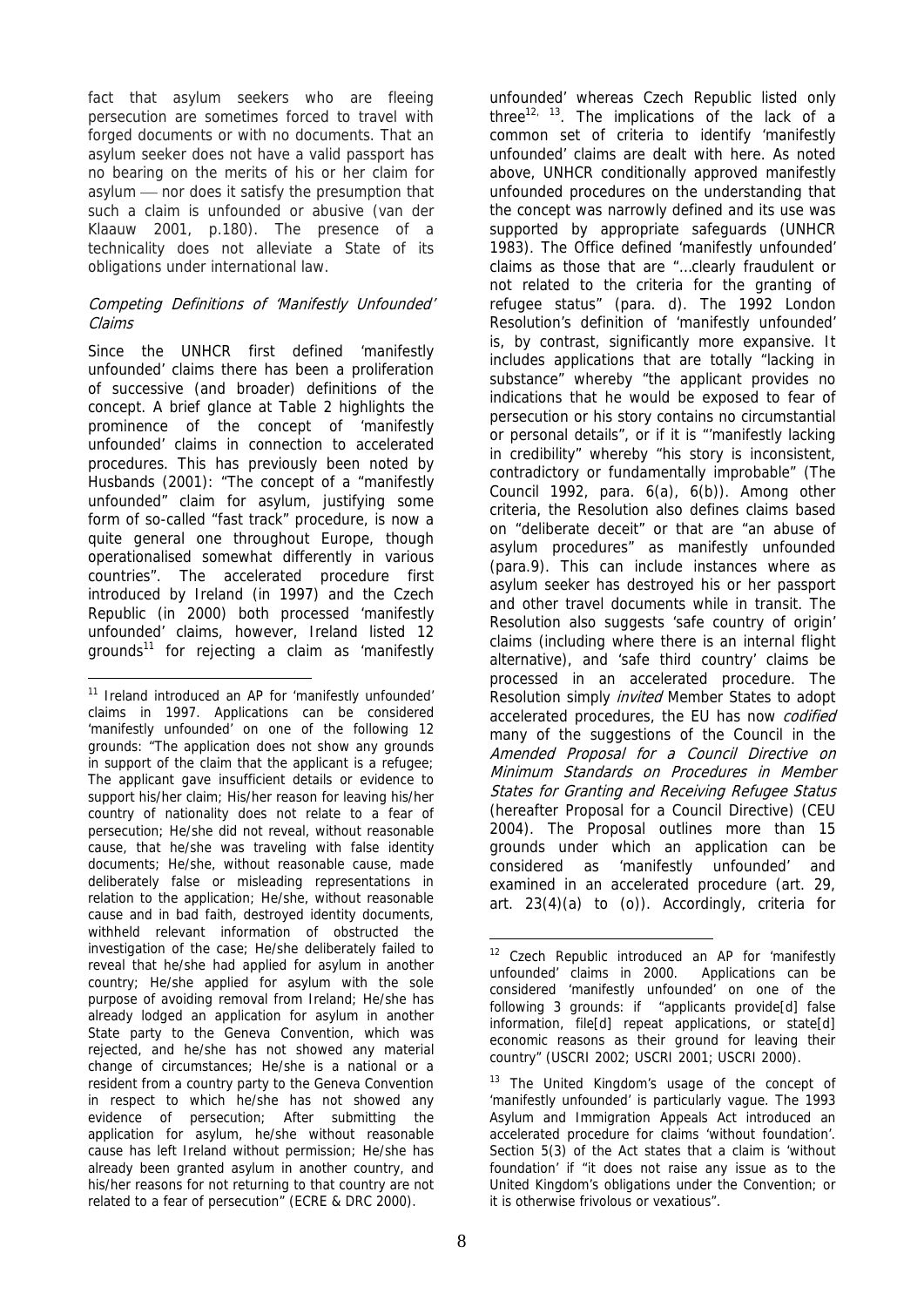fact that asylum seekers who are fleeing persecution are sometimes forced to travel with forged documents or with no documents. That an asylum seeker does not have a valid passport has no bearing on the merits of his or her claim for asylum — nor does it satisfy the presumption that such a claim is unfounded or abusive (van der Klaauw 2001, p.180). The presence of a technicality does not alleviate a State of its obligations under international law.

### *Competing Definitions of 'Manifestly Unfounded' Claims*

Since the UNHCR first defined 'manifestly unfounded' claims there has been a proliferation of successive (and broader) definitions of the concept. A brief glance at Table 2 highlights the prominence of the concept of 'manifestly unfounded' claims in connection to accelerated procedures. This has previously been noted by Husbands (2001): "The concept of a "manifestly unfounded" claim for asylum, justifying some form of so-called "fast track" procedure, is now a quite general one throughout Europe, though operationalised somewhat differently in various countries". The accelerated procedure first introduced by Ireland (in 1997) and the Czech Republic (in 2000) both processed 'manifestly unfounded' claims, however, Ireland listed 12 grounds[11] for rejecting a claim as 'manifestly unfounded' whereas Czech Republic listed only three[12, 13]. The implications of the lack of a common set of criteria to identify 'manifestly unfounded' claims are dealt with here. As noted above, UNHCR conditionally approved manifestly unfounded procedures on the understanding that the concept was narrowly defined and its use was supported by appropriate safeguards (UNHCR 1983). The Office defined 'manifestly unfounded' claims as those that are "…clearly fraudulent or not related to the criteria for the granting of refugee status" (para. d). The 1992 London Resolution's definition of 'manifestly unfounded' is, by contrast, significantly more expansive. It includes applications that are totally "lacking in substance" whereby "the applicant provides no indications that he would be exposed to fear of persecution or his story contains no circumstantial or personal details", or if it is "'manifestly lacking in credibility" whereby "his story is inconsistent, contradictory or fundamentally improbable" (The Council 1992, para. 6(a), 6(b)). Among other criteria, the Resolution also defines claims based on "deliberate deceit" or that are "an abuse of asylum procedures" as manifestly unfounded (para.9). This can include instances where as asylum seeker has destroyed his or her passport and other travel documents while in transit. The Resolution also suggests 'safe country of origin' claims (including where there is an internal flight alternative), and 'safe third country' claims be processed in an accelerated procedure. The Resolution simply *invited* Member States to adopt accelerated procedures, the EU has now *codified* many of the suggestions of the Council in the *Amended Proposal for a Council Directive on Minimum Standards on Procedures in Member States for Granting and Receiving Refugee Status* (hereafter Proposal for a Council Directive) (CEU 2004). The Proposal outlines more than 15 grounds under which an application can be considered as 'manifestly unfounded' and examined in an accelerated procedure (art. 29, art. 23(4)(a) to (o)). Accordingly, criteria for

---

[11] Ireland introduced an AP for 'manifestly unfounded' claims in 1997. Applications can be considered 'manifestly unfounded' on one of the following 12 grounds: "The application does not show any grounds in support of the claim that the applicant is a refugee; The applicant gave insufficient details or evidence to support his/her claim; His/her reason for leaving his/her country of nationality does not relate to a fear of persecution; He/she did not reveal, without reasonable cause, that he/she was traveling with false identity documents; He/she, without reasonable cause, made deliberately false or misleading representations in relation to the application; He/she, without reasonable cause and in bad faith, destroyed identity documents, withheld relevant information of obstructed the investigation of the case; He/she deliberately failed to reveal that he/she had applied for asylum in another country; He/she applied for asylum with the sole purpose of avoiding removal from Ireland; He/she has already lodged an application for asylum in another State party to the Geneva Convention, which was rejected, and he/she has not showed any material change of circumstances; He/she is a national or a resident from a country party to the Geneva Convention in respect to which he/she has not showed any evidence of persecution; After submitting the application for asylum, he/she without reasonable cause has left Ireland without permission; He/she has already been granted asylum in another country, and his/her reasons for not returning to that country are not related to a fear of persecution" (ECRE & DRC 2000).

[12] Czech Republic introduced an AP for 'manifestly unfounded' claims in 2000. Applications can be considered 'manifestly unfounded' on one of the following 3 grounds: if "applicants provide[d] false information, file[d] repeat applications, or state[d] economic reasons as their ground for leaving their country" (USCRI 2002; USCRI 2001; USCRI 2000).

[13] The United Kingdom's usage of the concept of 'manifestly unfounded' is particularly vague. The 1993 Asylum and Immigration Appeals Act introduced an accelerated procedure for claims 'without foundation'. Section 5(3) of the Act states that a claim is 'without foundation' if "it does not raise any issue as to the United Kingdom's obligations under the Convention; or it is otherwise frivolous or vexatious".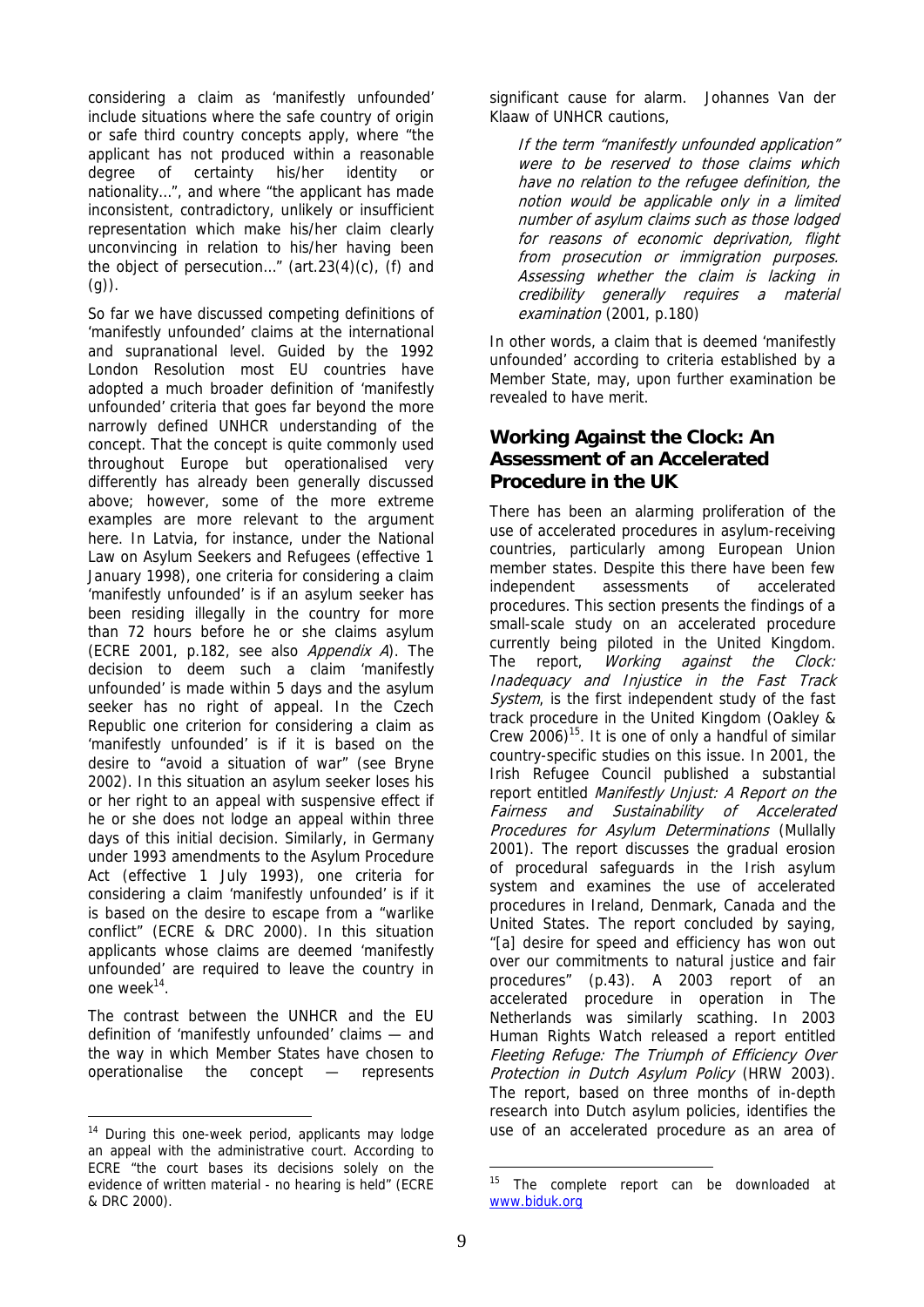considering a claim as 'manifestly unfounded' include situations where the safe country of origin or safe third country concepts apply, where "the applicant has not produced within a reasonable degree of certainty his/her identity or nationality…", and where "the applicant has made inconsistent, contradictory, unlikely or insufficient representation which make his/her claim clearly unconvincing in relation to his/her having been the object of persecution…" (art.23(4)(c), (f) and (g)).

So far we have discussed competing definitions of 'manifestly unfounded' claims at the international and supranational level. Guided by the 1992 London Resolution most EU countries have adopted a much broader definition of 'manifestly unfounded' criteria that goes far beyond the more narrowly defined UNHCR understanding of the concept. That the concept is quite commonly used throughout Europe but operationalised very differently has already been generally discussed above; however, some of the more extreme examples are more relevant to the argument here. In Latvia, for instance, under the National Law on Asylum Seekers and Refugees (effective 1 January 1998), one criteria for considering a claim 'manifestly unfounded' is if an asylum seeker has been residing illegally in the country for more than 72 hours before he or she claims asylum (ECRE 2001, p.182, see also *Appendix A*). The decision to deem such a claim 'manifestly unfounded' is made within 5 days and the asylum seeker has no right of appeal. In the Czech Republic one criterion for considering a claim as 'manifestly unfounded' is if it is based on the desire to "avoid a situation of war" (see Bryne 2002). In this situation an asylum seeker loses his or her right to an appeal with suspensive effect if he or she does not lodge an appeal within three days of this initial decision. Similarly, in Germany under 1993 amendments to the Asylum Procedure Act (effective 1 July 1993), one criteria for considering a claim 'manifestly unfounded' is if it is based on the desire to escape from a "warlike conflict" (ECRE & DRC 2000). In this situation applicants whose claims are deemed 'manifestly unfounded' are required to leave the country in one week[14].

The contrast between the UNHCR and the EU definition of 'manifestly unfounded' claims — and the way in which Member States have chosen to operationalise the concept — represents significant cause for alarm. Johannes Van der Klaaw of UNHCR cautions,

> *If the term "manifestly unfounded application" were to be reserved to those claims which have no relation to the refugee definition, the notion would be applicable only in a limited number of asylum claims such as those lodged for reasons of economic deprivation, flight from prosecution or immigration purposes. Assessing whether the claim is lacking in credibility generally requires a material examination* (2001, p.180)

In other words, a claim that is deemed 'manifestly unfounded' according to criteria established by a Member State, may, upon further examination be revealed to have merit.

## Working Against the Clock: An Assessment of an Accelerated Procedure in the UK

There has been an alarming proliferation of the use of accelerated procedures in asylum-receiving countries, particularly among European Union member states. Despite this there have been few independent assessments of accelerated procedures. This section presents the findings of a small-scale study on an accelerated procedure currently being piloted in the United Kingdom. The report, *Working against the Clock: Inadequacy and Injustice in the Fast Track System*, is the first independent study of the fast track procedure in the United Kingdom (Oakley & Crew 2006)[15]. It is one of only a handful of similar country-specific studies on this issue. In 2001, the Irish Refugee Council published a substantial report entitled *Manifestly Unjust: A Report on the Fairness and Sustainability of Accelerated Procedures for Asylum Determinations* (Mullally 2001). The report discusses the gradual erosion of procedural safeguards in the Irish asylum system and examines the use of accelerated procedures in Ireland, Denmark, Canada and the United States. The report concluded by saying, "[a] desire for speed and efficiency has won out over our commitments to natural justice and fair procedures" (p.43). A 2003 report of an accelerated procedure in operation in The Netherlands was similarly scathing. In 2003 Human Rights Watch released a report entitled *Fleeting Refuge: The Triumph of Efficiency Over Protection in Dutch Asylum Policy* (HRW 2003). The report, based on three months of in-depth research into Dutch asylum policies, identifies the use of an accelerated procedure as an area of

---

[14] During this one-week period, applicants may lodge an appeal with the administrative court. According to ECRE "the court bases its decisions solely on the evidence of written material - no hearing is held" (ECRE & DRC 2000).

[15] The complete report can be downloaded at www.biduk.org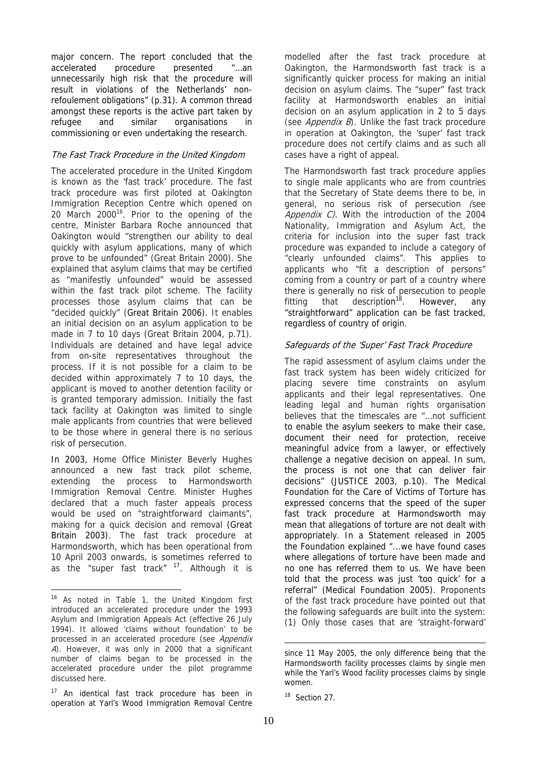major concern. The report concluded that the accelerated procedure presented "…an unnecessarily high risk that the procedure will result in violations of the Netherlands' non-refoulement obligations" (p.31). A common thread amongst these reports is the active part taken by refugee and similar organisations in commissioning or even undertaking the research.

### *The Fast Track Procedure in the United Kingdom*

The accelerated procedure in the United Kingdom is known as the 'fast track' procedure. The fast track procedure was first piloted at Oakington Immigration Reception Centre which opened on 20 March 2000[16]. Prior to the opening of the centre, Minister Barbara Roche announced that Oakington would "strengthen our ability to deal quickly with asylum applications, many of which prove to be unfounded" (Great Britain 2000). She explained that asylum claims that may be certified as "manifestly unfounded" would be assessed within the fast track pilot scheme. The facility processes those asylum claims that can be "decided quickly" (Great Britain 2006). It enables an initial decision on an asylum application to be made in 7 to 10 days (Great Britain 2004, p.71). Individuals are detained and have legal advice from on-site representatives throughout the process. If it is not possible for a claim to be decided within approximately 7 to 10 days, the applicant is moved to another detention facility or is granted temporary admission. Initially the fast tack facility at Oakington was limited to single male applicants from countries that were believed to be those where in general there is no serious risk of persecution.

In 2003, Home Office Minister Beverly Hughes announced a new fast track pilot scheme, extending the process to Harmondsworth Immigration Removal Centre. Minister Hughes declared that a much faster appeals process would be used on "straightforward claimants", making for a quick decision and removal (Great Britain 2003). The fast track procedure at Harmondsworth, which has been operational from 10 April 2003 onwards, is sometimes referred to as the "super fast track" [17]. Although it is modelled after the fast track procedure at Oakington, the Harmondsworth fast track is a significantly quicker process for making an initial decision on asylum claims. The "super" fast track facility at Harmondsworth enables an initial decision on an asylum application in 2 to 5 days (see *Appendix B*). Unlike the fast track procedure in operation at Oakington, the 'super' fast track procedure does not certify claims and as such all cases have a right of appeal.

The Harmondsworth fast track procedure applies to single male applicants who are from countries that the Secretary of State deems there to be, in general, no serious risk of persecution (see *Appendix C)*. With the introduction of the 2004 Nationality, Immigration and Asylum Act, the criteria for inclusion into the super fast track procedure was expanded to include a category of "clearly unfounded claims". This applies to applicants who "fit a description of persons" coming from a country or part of a country where there is generally no risk of persecution to people fitting that description[18]. However, any "straightforward" application can be fast tracked, regardless of country of origin.

### *Safeguards of the 'Super' Fast Track Procedure*

The rapid assessment of asylum claims under the fast track system has been widely criticized for placing severe time constraints on asylum applicants and their legal representatives. One leading legal and human rights organisation believes that the timescales are "…not sufficient to enable the asylum seekers to make their case, document their need for protection, receive meaningful advice from a lawyer, or effectively challenge a negative decision on appeal. In sum, the process is not one that can deliver fair decisions" (JUSTICE 2003, p.10). The Medical Foundation for the Care of Victims of Torture has expressed concerns that the speed of the super fast track procedure at Harmondsworth may mean that allegations of torture are not dealt with appropriately. In a Statement released in 2005 the Foundation explained "…we have found cases where allegations of torture have been made and no one has referred them to us. We have been told that the process was just 'too quick' for a referral" (Medical Foundation 2005). Proponents of the fast track procedure have pointed out that the following safeguards are built into the system: (1) Only those cases that are 'straight-forward'

---

[16] As noted in Table 1, the United Kingdom first introduced an accelerated procedure under the 1993 Asylum and Immigration Appeals Act (effective 26 July 1994). It allowed 'claims without foundation' to be processed in an accelerated procedure (see *Appendix A*). However, it was only in 2000 that a significant number of claims began to be processed in the accelerated procedure under the pilot programme discussed here.

[17] An identical fast track procedure has been in operation at Yarl's Wood Immigration Removal Centre since 11 May 2005, the only difference being that the Harmondsworth facility processes claims by single men while the Yarl's Wood facility processes claims by single women.

[18] Section 27.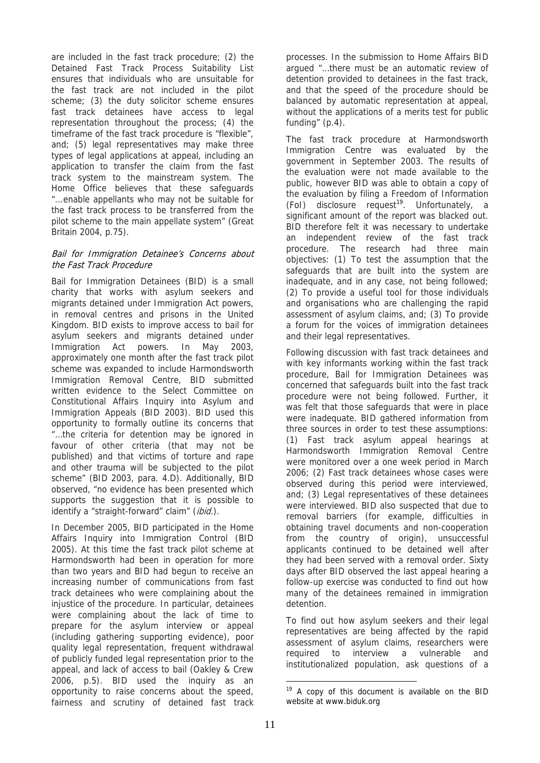are included in the fast track procedure; (2) the Detained Fast Track Process Suitability List ensures that individuals who are unsuitable for the fast track are not included in the pilot scheme; (3) the duty solicitor scheme ensures fast track detainees have access to legal representation throughout the process; (4) the timeframe of the fast track procedure is "flexible", and; (5) legal representatives may make three types of legal applications at appeal, including an application to transfer the claim from the fast track system to the mainstream system. The Home Office believes that these safeguards "…enable appellants who may not be suitable for the fast track process to be transferred from the pilot scheme to the main appellate system" (Great Britain 2004, p.75).

### *Bail for Immigration Detainee's Concerns about the Fast Track Procedure*

Bail for Immigration Detainees (BID) is a small charity that works with asylum seekers and migrants detained under Immigration Act powers, in removal centres and prisons in the United Kingdom. BID exists to improve access to bail for asylum seekers and migrants detained under Immigration Act powers. In May 2003, approximately one month after the fast track pilot scheme was expanded to include Harmondsworth Immigration Removal Centre, BID submitted written evidence to the Select Committee on Constitutional Affairs Inquiry into Asylum and Immigration Appeals (BID 2003). BID used this opportunity to formally outline its concerns that "…the criteria for detention may be ignored in favour of other criteria (that may not be published) and that victims of torture and rape and other trauma will be subjected to the pilot scheme" (BID 2003, para. 4.D). Additionally, BID observed, "no evidence has been presented which supports the suggestion that it is possible to identify a "straight-forward" claim" (*ibid.*).

In December 2005, BID participated in the Home Affairs Inquiry into Immigration Control (BID 2005). At this time the fast track pilot scheme at Harmondsworth had been in operation for more than two years and BID had begun to receive an increasing number of communications from fast track detainees who were complaining about the injustice of the procedure. In particular, detainees were complaining about the lack of time to prepare for the asylum interview or appeal (including gathering supporting evidence), poor quality legal representation, frequent withdrawal of publicly funded legal representation prior to the appeal, and lack of access to bail (Oakley & Crew 2006, p.5). BID used the inquiry as an opportunity to raise concerns about the speed, fairness and scrutiny of detained fast track processes. In the submission to Home Affairs BID argued "…there must be an automatic review of detention provided to detainees in the fast track, and that the speed of the procedure should be balanced by automatic representation at appeal, without the applications of a merits test for public funding" (p.4).

The fast track procedure at Harmondsworth Immigration Centre was evaluated by the government in September 2003. The results of the evaluation were not made available to the public, however BID was able to obtain a copy of the evaluation by filing a Freedom of Information (FoI) disclosure request[19]. Unfortunately, a significant amount of the report was blacked out. BID therefore felt it was necessary to undertake an independent review of the fast track procedure. The research had three main objectives: (1) To test the assumption that the safeguards that are built into the system are inadequate, and in any case, not being followed; (2) To provide a useful tool for those individuals and organisations who are challenging the rapid assessment of asylum claims, and; (3) To provide a forum for the voices of immigration detainees and their legal representatives.

Following discussion with fast track detainees and with key informants working within the fast track procedure, Bail for Immigration Detainees was concerned that safeguards built into the fast track procedure were not being followed. Further, it was felt that those safeguards that were in place were inadequate. BID gathered information from three sources in order to test these assumptions: (1) Fast track asylum appeal hearings at Harmondsworth Immigration Removal Centre were monitored over a one week period in March 2006; (2) Fast track detainees whose cases were observed during this period were interviewed, and; (3) Legal representatives of these detainees were interviewed. BID also suspected that due to removal barriers (for example, difficulties in obtaining travel documents and non-cooperation from the country of origin), unsuccessful applicants continued to be detained well after they had been served with a removal order. Sixty days after BID observed the last appeal hearing a follow-up exercise was conducted to find out how many of the detainees remained in immigration detention.

To find out how asylum seekers and their legal representatives are being affected by the rapid assessment of asylum claims, researchers were required to interview a vulnerable and institutionalized population, ask questions of a

[19] A copy of this document is available on the BID website at www.biduk.org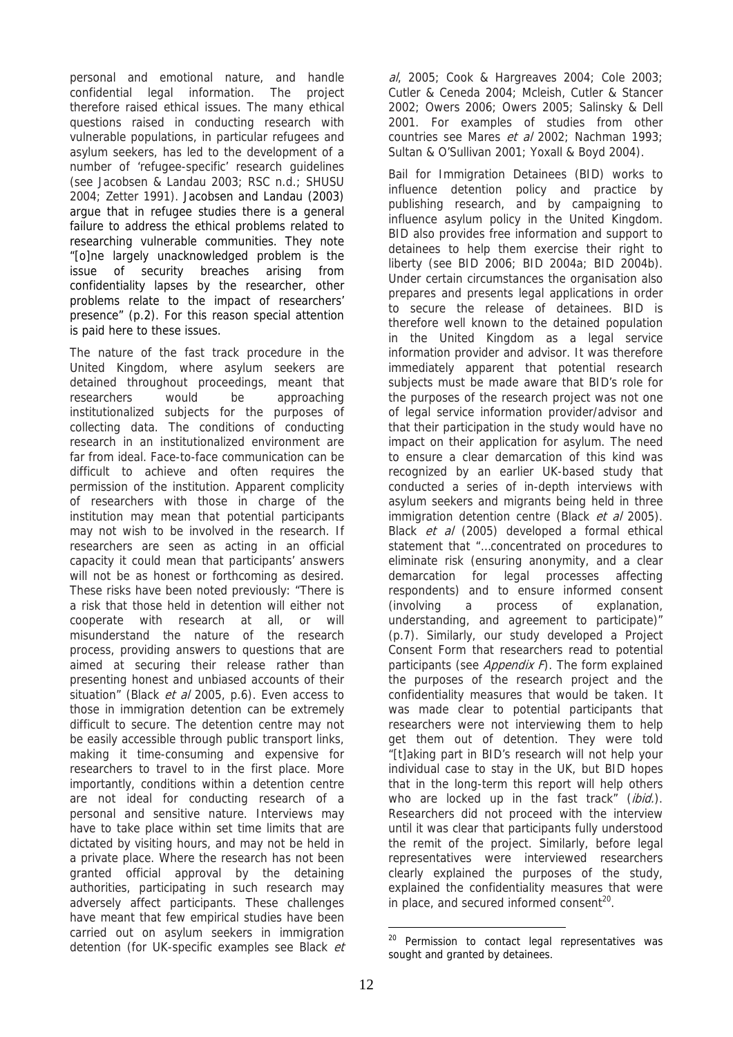personal and emotional nature, and handle confidential legal information. The project therefore raised ethical issues. The many ethical questions raised in conducting research with vulnerable populations, in particular refugees and asylum seekers, has led to the development of a number of 'refugee-specific' research guidelines (see Jacobsen & Landau 2003; RSC n.d.; SHUSU 2004; Zetter 1991). Jacobsen and Landau (2003) argue that in refugee studies there is a general failure to address the ethical problems related to researching vulnerable communities. They note "[o]ne largely unacknowledged problem is the issue of security breaches arising from confidentiality lapses by the researcher, other problems relate to the impact of researchers' presence" (p.2). For this reason special attention is paid here to these issues.

The nature of the fast track procedure in the United Kingdom, where asylum seekers are detained throughout proceedings, meant that researchers would be approaching institutionalized subjects for the purposes of collecting data. The conditions of conducting research in an institutionalized environment are far from ideal. Face-to-face communication can be difficult to achieve and often requires the permission of the institution. Apparent complicity of researchers with those in charge of the institution may mean that potential participants may not wish to be involved in the research. If researchers are seen as acting in an official capacity it could mean that participants' answers will not be as honest or forthcoming as desired. These risks have been noted previously: "There is a risk that those held in detention will either not cooperate with research at all, or will misunderstand the nature of the research process, providing answers to questions that are aimed at securing their release rather than presenting honest and unbiased accounts of their situation" (Black *et al* 2005, p.6). Even access to those in immigration detention can be extremely difficult to secure. The detention centre may not be easily accessible through public transport links, making it time-consuming and expensive for researchers to travel to in the first place. More importantly, conditions within a detention centre are not ideal for conducting research of a personal and sensitive nature. Interviews may have to take place within set time limits that are dictated by visiting hours, and may not be held in a private place. Where the research has not been granted official approval by the detaining authorities, participating in such research may adversely affect participants. These challenges have meant that few empirical studies have been carried out on asylum seekers in immigration detention (for UK-specific examples see Black *et al*, 2005; Cook & Hargreaves 2004; Cole 2003; Cutler & Ceneda 2004; Mcleish, Cutler & Stancer 2002; Owers 2006; Owers 2005; Salinsky & Dell 2001. For examples of studies from other countries see Mares *et al* 2002; Nachman 1993; Sultan & O'Sullivan 2001; Yoxall & Boyd 2004).

Bail for Immigration Detainees (BID) works to influence detention policy and practice by publishing research, and by campaigning to influence asylum policy in the United Kingdom. BID also provides free information and support to detainees to help them exercise their right to liberty (see BID 2006; BID 2004a; BID 2004b). Under certain circumstances the organisation also prepares and presents legal applications in order to secure the release of detainees. BID is therefore well known to the detained population in the United Kingdom as a legal service information provider and advisor. It was therefore immediately apparent that potential research subjects must be made aware that BID's role for the purposes of the research project was not one of legal service information provider/advisor and that their participation in the study would have no impact on their application for asylum. The need to ensure a clear demarcation of this kind was recognized by an earlier UK-based study that conducted a series of in-depth interviews with asylum seekers and migrants being held in three immigration detention centre (Black *et al* 2005). Black *et al* (2005) developed a formal ethical statement that "…concentrated on procedures to eliminate risk (ensuring anonymity, and a clear demarcation for legal processes affecting respondents) and to ensure informed consent (involving a process of explanation, understanding, and agreement to participate)" (p.7). Similarly, our study developed a Project Consent Form that researchers read to potential participants (see *Appendix F*). The form explained the purposes of the research project and the confidentiality measures that would be taken. It was made clear to potential participants that researchers were not interviewing them to help get them out of detention. They were told "[t]aking part in BID's research will not help your individual case to stay in the UK, but BID hopes that in the long-term this report will help others who are locked up in the fast track" (*ibid.*). Researchers did not proceed with the interview until it was clear that participants fully understood the remit of the project. Similarly, before legal representatives were interviewed researchers clearly explained the purposes of the study, explained the confidentiality measures that were in place, and secured informed consent[20].

[20] Permission to contact legal representatives was sought and granted by detainees.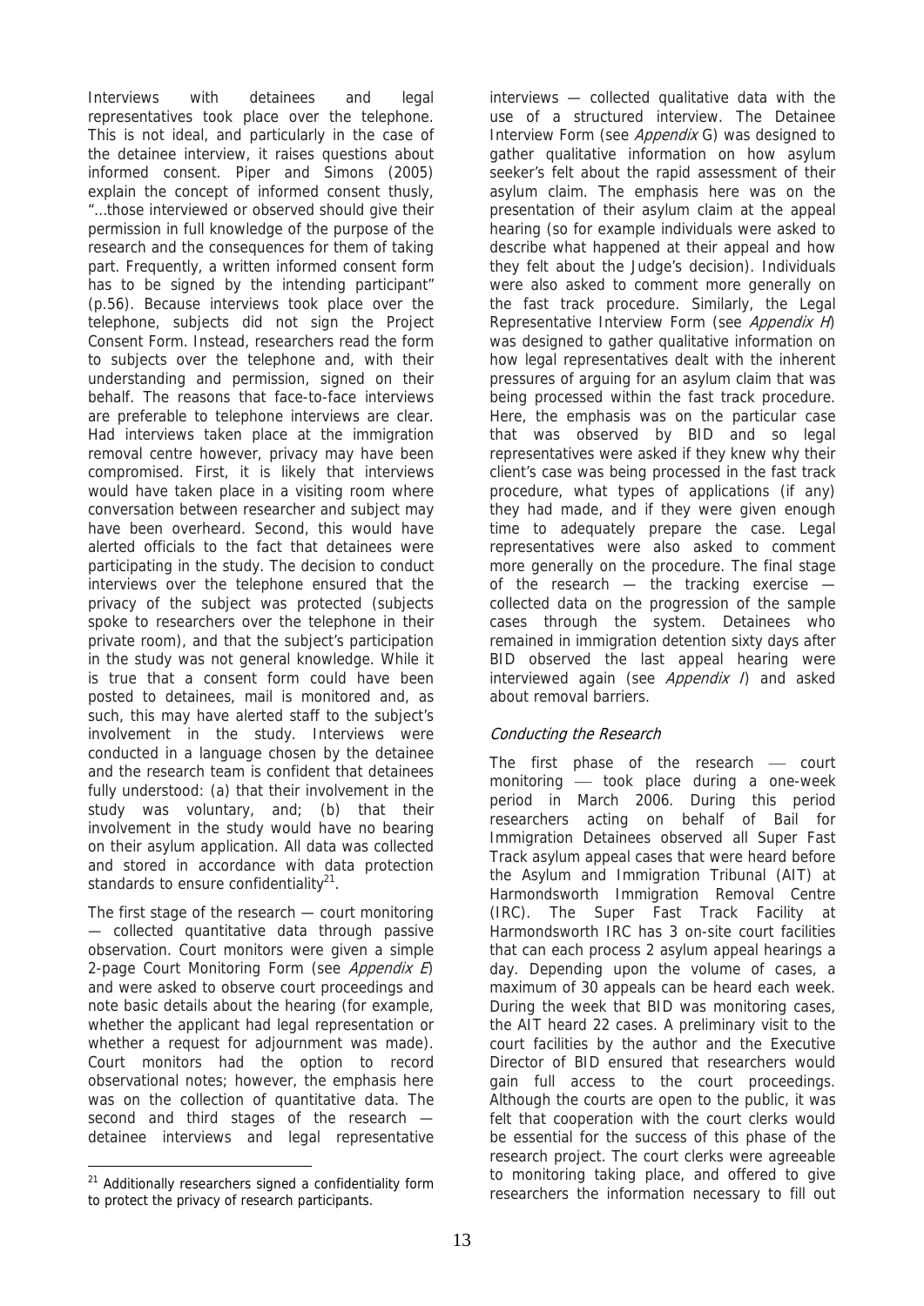Interviews with detainees and legal representatives took place over the telephone. This is not ideal, and particularly in the case of the detainee interview, it raises questions about informed consent. Piper and Simons (2005) explain the concept of informed consent thusly, "…those interviewed or observed should give their permission in full knowledge of the purpose of the research and the consequences for them of taking part. Frequently, a written informed consent form has to be signed by the intending participant" (p.56). Because interviews took place over the telephone, subjects did not sign the Project Consent Form. Instead, researchers read the form to subjects over the telephone and, with their understanding and permission, signed on their behalf. The reasons that face-to-face interviews are preferable to telephone interviews are clear. Had interviews taken place at the immigration removal centre however, privacy may have been compromised. First, it is likely that interviews would have taken place in a visiting room where conversation between researcher and subject may have been overheard. Second, this would have alerted officials to the fact that detainees were participating in the study. The decision to conduct interviews over the telephone ensured that the privacy of the subject was protected (subjects spoke to researchers over the telephone in their private room), and that the subject's participation in the study was not general knowledge. While it is true that a consent form could have been posted to detainees, mail is monitored and, as such, this may have alerted staff to the subject's involvement in the study. Interviews were conducted in a language chosen by the detainee and the research team is confident that detainees fully understood: (a) that their involvement in the study was voluntary, and; (b) that their involvement in the study would have no bearing on their asylum application. All data was collected and stored in accordance with data protection standards to ensure confidentiality[21].

The first stage of the research — court monitoring — collected quantitative data through passive observation. Court monitors were given a simple 2-page Court Monitoring Form (see *Appendix E*) and were asked to observe court proceedings and note basic details about the hearing (for example, whether the applicant had legal representation or whether a request for adjournment was made). Court monitors had the option to record observational notes; however, the emphasis here was on the collection of quantitative data. The second and third stages of the research — detainee interviews and legal representative interviews — collected qualitative data with the use of a structured interview. The Detainee Interview Form (see *Appendix* G) was designed to gather qualitative information on how asylum seeker's felt about the rapid assessment of their asylum claim. The emphasis here was on the presentation of their asylum claim at the appeal hearing (so for example individuals were asked to describe what happened at their appeal and how they felt about the Judge's decision). Individuals were also asked to comment more generally on the fast track procedure. Similarly, the Legal Representative Interview Form (see *Appendix H*) was designed to gather qualitative information on how legal representatives dealt with the inherent pressures of arguing for an asylum claim that was being processed within the fast track procedure. Here, the emphasis was on the particular case that was observed by BID and so legal representatives were asked if they knew why their client's case was being processed in the fast track procedure, what types of applications (if any) they had made, and if they were given enough time to adequately prepare the case. Legal representatives were also asked to comment more generally on the procedure. The final stage of the research — the tracking exercise — collected data on the progression of the sample cases through the system. Detainees who remained in immigration detention sixty days after BID observed the last appeal hearing were interviewed again (see *Appendix I*) and asked about removal barriers.

### *Conducting the Research*

The first phase of the research — court monitoring — took place during a one-week period in March 2006. During this period researchers acting on behalf of Bail for Immigration Detainees observed all Super Fast Track asylum appeal cases that were heard before the Asylum and Immigration Tribunal (AIT) at Harmondsworth Immigration Removal Centre (IRC). The Super Fast Track Facility at Harmondsworth IRC has 3 on-site court facilities that can each process 2 asylum appeal hearings a day. Depending upon the volume of cases, a maximum of 30 appeals can be heard each week. During the week that BID was monitoring cases, the AIT heard 22 cases. A preliminary visit to the court facilities by the author and the Executive Director of BID ensured that researchers would gain full access to the court proceedings. Although the courts are open to the public, it was felt that cooperation with the court clerks would be essential for the success of this phase of the research project. The court clerks were agreeable to monitoring taking place, and offered to give researchers the information necessary to fill out

---

[21] Additionally researchers signed a confidentiality form to protect the privacy of research participants.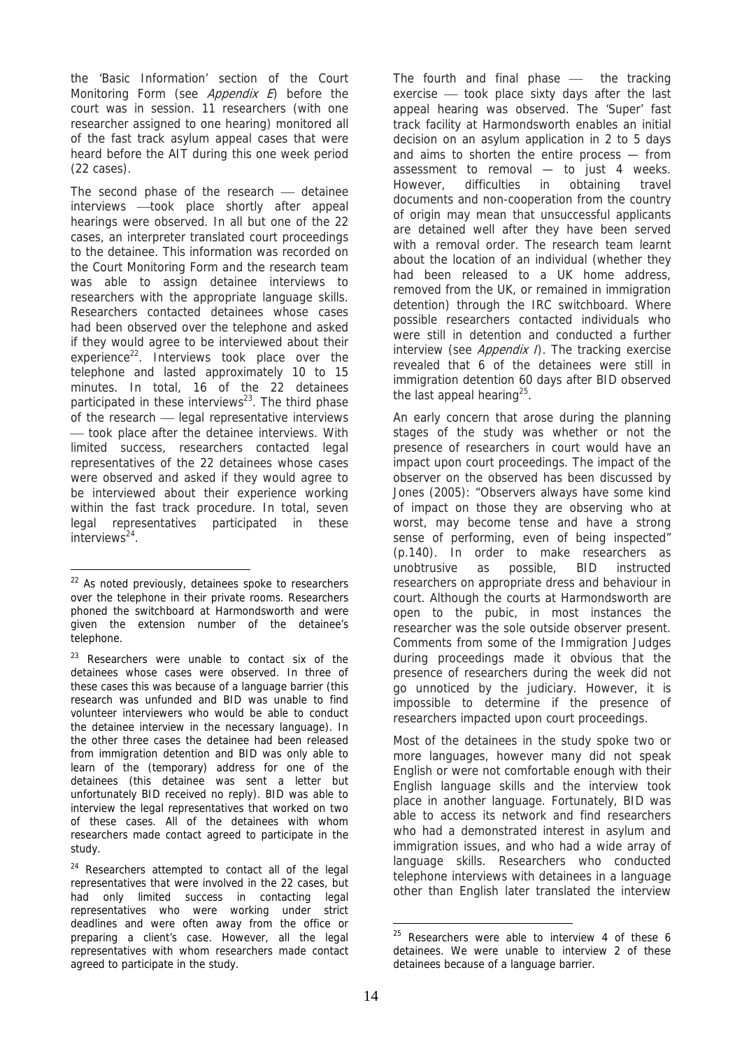the 'Basic Information' section of the Court Monitoring Form (see *Appendix E*) before the court was in session. 11 researchers (with one researcher assigned to one hearing) monitored all of the fast track asylum appeal cases that were heard before the AIT during this one week period (22 cases).

The second phase of the research — detainee interviews —took place shortly after appeal hearings were observed. In all but one of the 22 cases, an interpreter translated court proceedings to the detainee. This information was recorded on the Court Monitoring Form and the research team was able to assign detainee interviews to researchers with the appropriate language skills. Researchers contacted detainees whose cases had been observed over the telephone and asked if they would agree to be interviewed about their experience[22]. Interviews took place over the telephone and lasted approximately 10 to 15 minutes. In total, 16 of the 22 detainees participated in these interviews[23]. The third phase of the research — legal representative interviews — took place after the detainee interviews. With limited success, researchers contacted legal representatives of the 22 detainees whose cases were observed and asked if they would agree to be interviewed about their experience working within the fast track procedure. In total, seven legal representatives participated in these interviews[24].

The fourth and final phase — the tracking exercise — took place sixty days after the last appeal hearing was observed. The 'Super' fast track facility at Harmondsworth enables an initial decision on an asylum application in 2 to 5 days and aims to shorten the entire process — from assessment to removal — to just 4 weeks. However, difficulties in obtaining travel documents and non-cooperation from the country of origin may mean that unsuccessful applicants are detained well after they have been served with a removal order. The research team learnt about the location of an individual (whether they had been released to a UK home address, removed from the UK, or remained in immigration detention) through the IRC switchboard. Where possible researchers contacted individuals who were still in detention and conducted a further interview (see *Appendix I*). The tracking exercise revealed that 6 of the detainees were still in immigration detention 60 days after BID observed the last appeal hearing[25].

An early concern that arose during the planning stages of the study was whether or not the presence of researchers in court would have an impact upon court proceedings. The impact of the observer on the observed has been discussed by Jones (2005): "Observers always have some kind of impact on those they are observing who at worst, may become tense and have a strong sense of performing, even of being inspected" (p.140). In order to make researchers as unobtrusive as possible, BID instructed researchers on appropriate dress and behaviour in court. Although the courts at Harmondsworth are open to the pubic, in most instances the researcher was the sole outside observer present. Comments from some of the Immigration Judges during proceedings made it obvious that the presence of researchers during the week did not go unnoticed by the judiciary. However, it is impossible to determine if the presence of researchers impacted upon court proceedings.

Most of the detainees in the study spoke two or more languages, however many did not speak English or were not comfortable enough with their English language skills and the interview took place in another language. Fortunately, BID was able to access its network and find researchers who had a demonstrated interest in asylum and immigration issues, and who had a wide array of language skills. Researchers who conducted telephone interviews with detainees in a language other than English later translated the interview

---

[22] As noted previously, detainees spoke to researchers over the telephone in their private rooms. Researchers phoned the switchboard at Harmondsworth and were given the extension number of the detainee's telephone.

[23] Researchers were unable to contact six of the detainees whose cases were observed. In three of these cases this was because of a language barrier (this research was unfunded and BID was unable to find volunteer interviewers who would be able to conduct the detainee interview in the necessary language). In the other three cases the detainee had been released from immigration detention and BID was only able to learn of the (temporary) address for one of the detainees (this detainee was sent a letter but unfortunately BID received no reply). BID was able to interview the legal representatives that worked on two of these cases. All of the detainees with whom researchers made contact agreed to participate in the study.

[24] Researchers attempted to contact all of the legal representatives that were involved in the 22 cases, but had only limited success in contacting legal representatives who were working under strict deadlines and were often away from the office or preparing a client's case. However, all the legal representatives with whom researchers made contact agreed to participate in the study.

[25] Researchers were able to interview 4 of these 6 detainees. We were unable to interview 2 of these detainees because of a language barrier.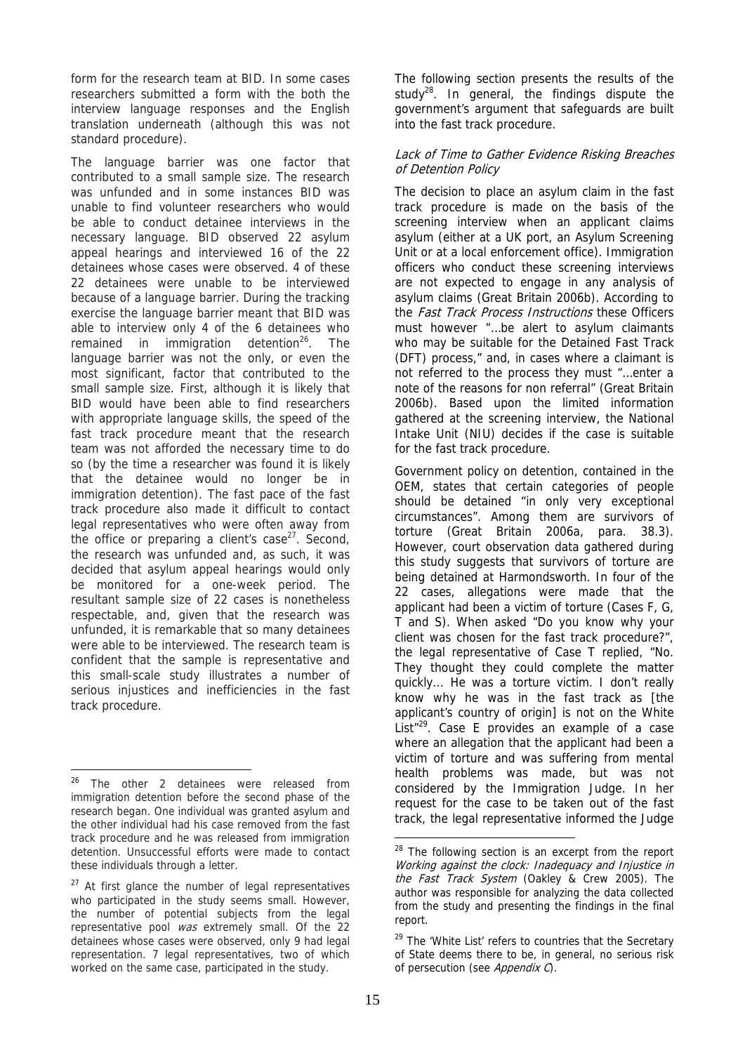form for the research team at BID. In some cases researchers submitted a form with the both the interview language responses and the English translation underneath (although this was not standard procedure).

The language barrier was one factor that contributed to a small sample size. The research was unfunded and in some instances BID was unable to find volunteer researchers who would be able to conduct detainee interviews in the necessary language. BID observed 22 asylum appeal hearings and interviewed 16 of the 22 detainees whose cases were observed. 4 of these 22 detainees were unable to be interviewed because of a language barrier. During the tracking exercise the language barrier meant that BID was able to interview only 4 of the 6 detainees who remained in immigration detention[26]. The language barrier was not the only, or even the most significant, factor that contributed to the small sample size. First, although it is likely that BID would have been able to find researchers with appropriate language skills, the speed of the fast track procedure meant that the research team was not afforded the necessary time to do so (by the time a researcher was found it is likely that the detainee would no longer be in immigration detention). The fast pace of the fast track procedure also made it difficult to contact legal representatives who were often away from the office or preparing a client's case[27]. Second, the research was unfunded and, as such, it was decided that asylum appeal hearings would only be monitored for a one-week period. The resultant sample size of 22 cases is nonetheless respectable, and, given that the research was unfunded, it is remarkable that so many detainees were able to be interviewed. The research team is confident that the sample is representative and this small-scale study illustrates a number of serious injustices and inefficiencies in the fast track procedure.

The following section presents the results of the study[28]. In general, the findings dispute the government's argument that safeguards are built into the fast track procedure.

### *Lack of Time to Gather Evidence Risking Breaches of Detention Policy*

The decision to place an asylum claim in the fast track procedure is made on the basis of the screening interview when an applicant claims asylum (either at a UK port, an Asylum Screening Unit or at a local enforcement office). Immigration officers who conduct these screening interviews are not expected to engage in any analysis of asylum claims (Great Britain 2006b). According to the *Fast Track Process Instructions* these Officers must however "…be alert to asylum claimants who may be suitable for the Detained Fast Track (DFT) process," and, in cases where a claimant is not referred to the process they must "…enter a note of the reasons for non referral" (Great Britain 2006b). Based upon the limited information gathered at the screening interview, the National Intake Unit (NIU) decides if the case is suitable for the fast track procedure.

Government policy on detention, contained in the OEM, states that certain categories of people should be detained "in only very exceptional circumstances". Among them are survivors of torture (Great Britain 2006a, para. 38.3). However, court observation data gathered during this study suggests that survivors of torture are being detained at Harmondsworth. In four of the 22 cases, allegations were made that the applicant had been a victim of torture (Cases F, G, T and S). When asked "Do you know why your client was chosen for the fast track procedure?", the legal representative of Case T replied, "No. They thought they could complete the matter quickly… He was a torture victim. I don't really know why he was in the fast track as [the applicant's country of origin] is not on the White List"[29]. Case E provides an example of a case where an allegation that the applicant had been a victim of torture and was suffering from mental health problems was made, but was not considered by the Immigration Judge. In her request for the case to be taken out of the fast track, the legal representative informed the Judge

---

[26] The other 2 detainees were released from immigration detention before the second phase of the research began. One individual was granted asylum and the other individual had his case removed from the fast track procedure and he was released from immigration detention. Unsuccessful efforts were made to contact these individuals through a letter.

[27] At first glance the number of legal representatives who participated in the study seems small. However, the number of potential subjects from the legal representative pool *was* extremely small. Of the 22 detainees whose cases were observed, only 9 had legal representation. 7 legal representatives, two of which worked on the same case, participated in the study.

[28] The following section is an excerpt from the report *Working against the clock: Inadequacy and Injustice in the Fast Track System* (Oakley & Crew 2005). The author was responsible for analyzing the data collected from the study and presenting the findings in the final report.

[29] The 'White List' refers to countries that the Secretary of State deems there to be, in general, no serious risk of persecution (see *Appendix C*).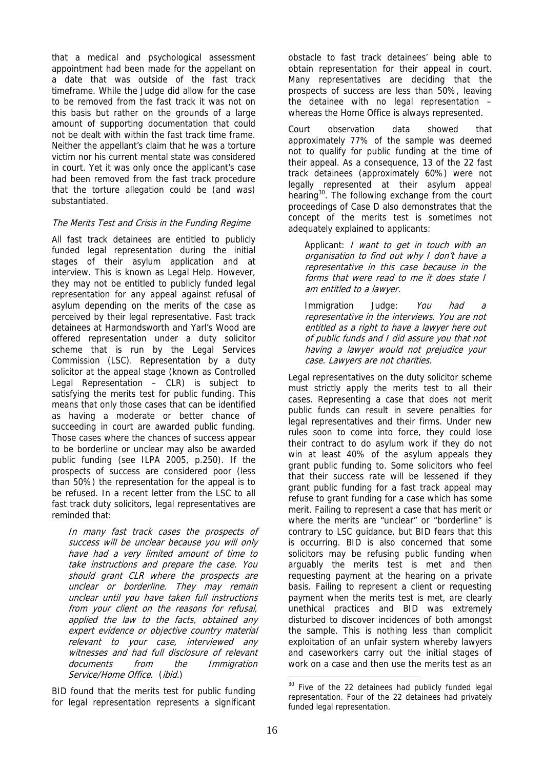that a medical and psychological assessment appointment had been made for the appellant on a date that was outside of the fast track timeframe. While the Judge did allow for the case to be removed from the fast track it was not on this basis but rather on the grounds of a large amount of supporting documentation that could not be dealt with within the fast track time frame. Neither the appellant's claim that he was a torture victim nor his current mental state was considered in court. Yet it was only once the applicant's case had been removed from the fast track procedure that the torture allegation could be (and was) substantiated.

### *The Merits Test and Crisis in the Funding Regime*

All fast track detainees are entitled to publicly funded legal representation during the initial stages of their asylum application and at interview. This is known as Legal Help. However, they may not be entitled to publicly funded legal representation for any appeal against refusal of asylum depending on the merits of the case as perceived by their legal representative. Fast track detainees at Harmondsworth and Yarl's Wood are offered representation under a duty solicitor scheme that is run by the Legal Services Commission (LSC). Representation by a duty solicitor at the appeal stage (known as Controlled Legal Representation – CLR) is subject to satisfying the merits test for public funding. This means that only those cases that can be identified as having a moderate or better chance of succeeding in court are awarded public funding. Those cases where the chances of success appear to be borderline or unclear may also be awarded public funding (see ILPA 2005, p.250). If the prospects of success are considered poor (less than 50%) the representation for the appeal is to be refused. In a recent letter from the LSC to all fast track duty solicitors, legal representatives are reminded that:

> *In many fast track cases the prospects of success will be unclear because you will only have had a very limited amount of time to take instructions and prepare the case. You should grant CLR where the prospects are unclear or borderline. They may remain unclear until you have taken full instructions from your client on the reasons for refusal, applied the law to the facts, obtained any expert evidence or objective country material relevant to your case, interviewed any witnesses and had full disclosure of relevant documents from the Immigration Service/Home Office.* (*ibid.*)

BID found that the merits test for public funding for legal representation represents a significant obstacle to fast track detainees' being able to obtain representation for their appeal in court. Many representatives are deciding that the prospects of success are less than 50%, leaving the detainee with no legal representation – whereas the Home Office is always represented.

Court observation data showed that approximately 77% of the sample was deemed not to qualify for public funding at the time of their appeal. As a consequence, 13 of the 22 fast track detainees (approximately 60%) were not legally represented at their asylum appeal hearing[30]. The following exchange from the court proceedings of Case D also demonstrates that the concept of the merits test is sometimes not adequately explained to applicants:

> Applicant: *I want to get in touch with an organisation to find out why I don't have a representative in this case because in the forms that were read to me it does state I am entitled to a lawyer.*
>
> Immigration Judge: *You had a representative in the interviews. You are not entitled as a right to have a lawyer here out of public funds and I did assure you that not having a lawyer would not prejudice your case. Lawyers are not charities.*

Legal representatives on the duty solicitor scheme must strictly apply the merits test to all their cases. Representing a case that does not merit public funds can result in severe penalties for legal representatives and their firms. Under new rules soon to come into force, they could lose their contract to do asylum work if they do not win at least 40% of the asylum appeals they grant public funding to. Some solicitors who feel that their success rate will be lessened if they grant public funding for a fast track appeal may refuse to grant funding for a case which has some merit. Failing to represent a case that has merit or where the merits are "unclear" or "borderline" is contrary to LSC guidance, but BID fears that this is occurring. BID is also concerned that some solicitors may be refusing public funding when arguably the merits test is met and then requesting payment at the hearing on a private basis. Failing to represent a client or requesting payment when the merits test is met, are clearly unethical practices and BID was extremely disturbed to discover incidences of both amongst the sample. This is nothing less than complicit exploitation of an unfair system whereby lawyers and caseworkers carry out the initial stages of work on a case and then use the merits test as an

---

[30] Five of the 22 detainees had publicly funded legal representation. Four of the 22 detainees had privately funded legal representation.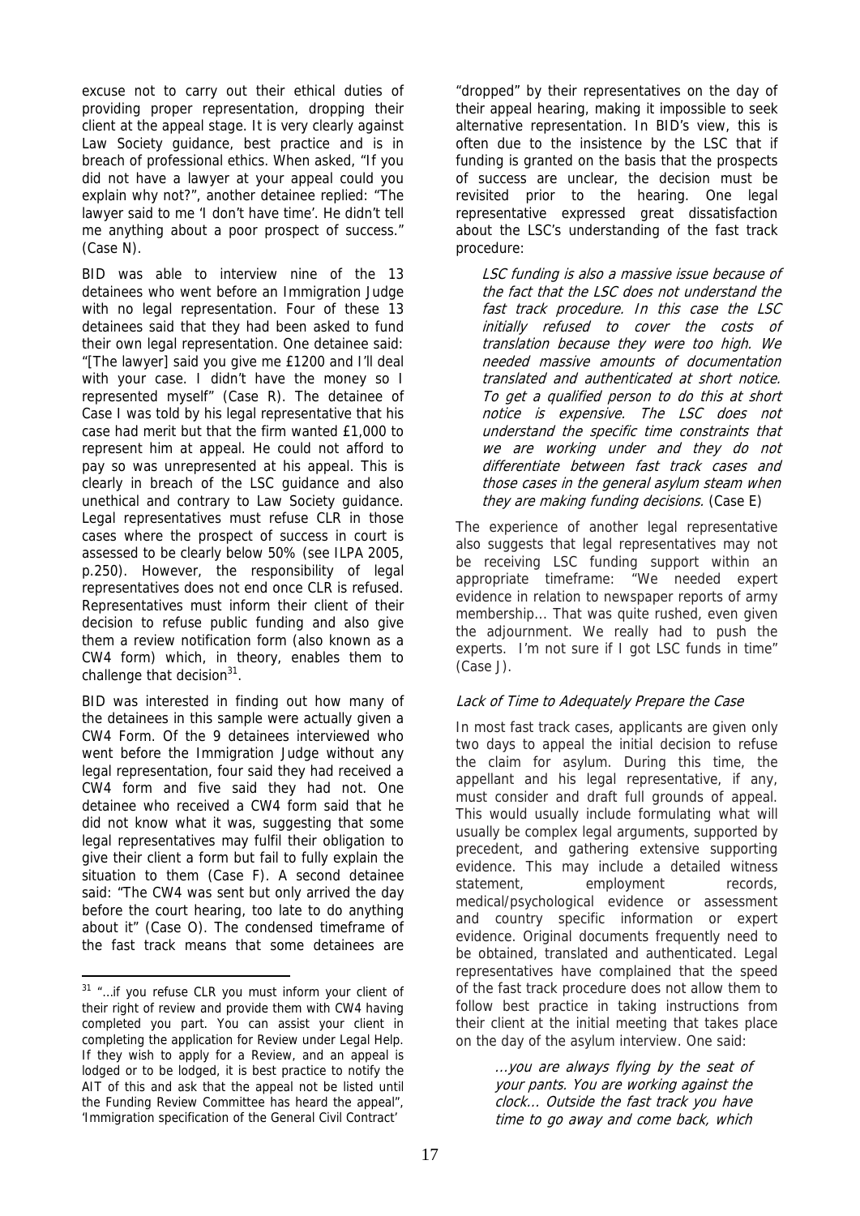excuse not to carry out their ethical duties of providing proper representation, dropping their client at the appeal stage. It is very clearly against Law Society guidance, best practice and is in breach of professional ethics. When asked, "If you did not have a lawyer at your appeal could you explain why not?", another detainee replied: "The lawyer said to me 'I don't have time'. He didn't tell me anything about a poor prospect of success." (Case N).

BID was able to interview nine of the 13 detainees who went before an Immigration Judge with no legal representation. Four of these 13 detainees said that they had been asked to fund their own legal representation. One detainee said: "[The lawyer] said you give me £1200 and I'll deal with your case. I didn't have the money so I represented myself" (Case R). The detainee of Case I was told by his legal representative that his case had merit but that the firm wanted £1,000 to represent him at appeal. He could not afford to pay so was unrepresented at his appeal. This is clearly in breach of the LSC guidance and also unethical and contrary to Law Society guidance. Legal representatives must refuse CLR in those cases where the prospect of success in court is assessed to be clearly below 50% (see ILPA 2005, p.250). However, the responsibility of legal representatives does not end once CLR is refused. Representatives must inform their client of their decision to refuse public funding and also give them a review notification form (also known as a CW4 form) which, in theory, enables them to challenge that decision[31].

BID was interested in finding out how many of the detainees in this sample were actually given a CW4 Form. Of the 9 detainees interviewed who went before the Immigration Judge without any legal representation, four said they had received a CW4 form and five said they had not. One detainee who received a CW4 form said that he did not know what it was, suggesting that some legal representatives may fulfil their obligation to give their client a form but fail to fully explain the situation to them (Case F). A second detainee said: "The CW4 was sent but only arrived the day before the court hearing, too late to do anything about it" (Case O). The condensed timeframe of the fast track means that some detainees are "dropped" by their representatives on the day of their appeal hearing, making it impossible to seek alternative representation. In BID's view, this is often due to the insistence by the LSC that if funding is granted on the basis that the prospects of success are unclear, the decision must be revisited prior to the hearing. One legal representative expressed great dissatisfaction about the LSC's understanding of the fast track procedure:

> *LSC funding is also a massive issue because of the fact that the LSC does not understand the fast track procedure. In this case the LSC initially refused to cover the costs of translation because they were too high. We needed massive amounts of documentation translated and authenticated at short notice. To get a qualified person to do this at short notice is expensive. The LSC does not understand the specific time constraints that we are working under and they do not differentiate between fast track cases and those cases in the general asylum steam when they are making funding decisions.* (Case E)

The experience of another legal representative also suggests that legal representatives may not be receiving LSC funding support within an appropriate timeframe: "We needed expert evidence in relation to newspaper reports of army membership... That was quite rushed, even given the adjournment. We really had to push the experts. I'm not sure if I got LSC funds in time" (Case J).

### *Lack of Time to Adequately Prepare the Case*

In most fast track cases, applicants are given only two days to appeal the initial decision to refuse the claim for asylum. During this time, the appellant and his legal representative, if any, must consider and draft full grounds of appeal. This would usually include formulating what will usually be complex legal arguments, supported by precedent, and gathering extensive supporting evidence. This may include a detailed witness statement, employment records, medical/psychological evidence or assessment and country specific information or expert evidence. Original documents frequently need to be obtained, translated and authenticated. Legal representatives have complained that the speed of the fast track procedure does not allow them to follow best practice in taking instructions from their client at the initial meeting that takes place on the day of the asylum interview. One said:

> *...you are always flying by the seat of your pants. You are working against the clock... Outside the fast track you have time to go away and come back, which*

---

[31] "...if you refuse CLR you must inform your client of their right of review and provide them with CW4 having completed you part. You can assist your client in completing the application for Review under Legal Help. If they wish to apply for a Review, and an appeal is lodged or to be lodged, it is best practice to notify the AIT of this and ask that the appeal not be listed until the Funding Review Committee has heard the appeal", 'Immigration specification of the General Civil Contract'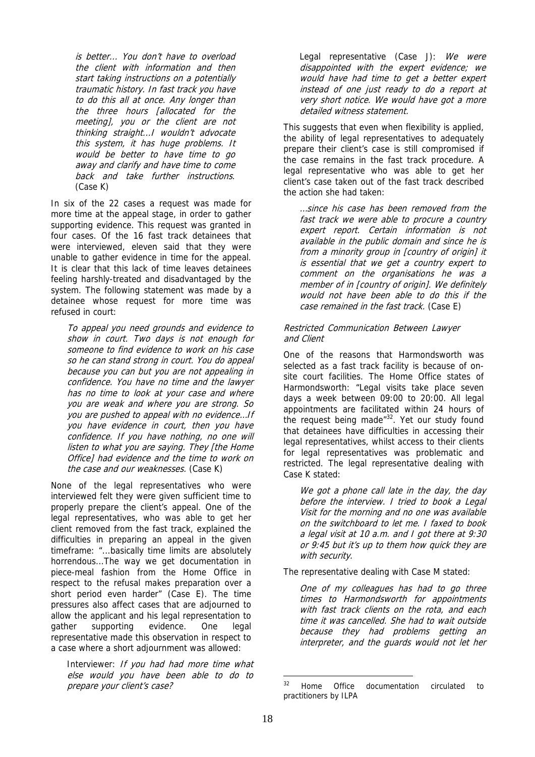*is better... You don't have to overload the client with information and then start taking instructions on a potentially traumatic history. In fast track you have to do this all at once. Any longer than the three hours [allocated for the meeting], you or the client are not thinking straight...I wouldn't advocate this system, it has huge problems. It would be better to have time to go away and clarify and have time to come back and take further instructions.* (Case K)

In six of the 22 cases a request was made for more time at the appeal stage, in order to gather supporting evidence. This request was granted in four cases. Of the 16 fast track detainees that were interviewed, eleven said that they were unable to gather evidence in time for the appeal. It is clear that this lack of time leaves detainees feeling harshly-treated and disadvantaged by the system. The following statement was made by a detainee whose request for more time was refused in court:

> *To appeal you need grounds and evidence to show in court. Two days is not enough for someone to find evidence to work on his case so he can stand strong in court. You do appeal because you can but you are not appealing in confidence. You have no time and the lawyer has no time to look at your case and where you are weak and where you are strong. So you are pushed to appeal with no evidence...If you have evidence in court, then you have confidence. If you have nothing, no one will listen to what you are saying. They [the Home Office] had evidence and the time to work on the case and our weaknesses.* (Case K)

None of the legal representatives who were interviewed felt they were given sufficient time to properly prepare the client's appeal. One of the legal representatives, who was able to get her client removed from the fast track, explained the difficulties in preparing an appeal in the given timeframe: "...basically time limits are absolutely horrendous...The way we get documentation in piece-meal fashion from the Home Office in respect to the refusal makes preparation over a short period even harder" (Case E). The time pressures also affect cases that are adjourned to allow the applicant and his legal representation to gather supporting evidence. One legal representative made this observation in respect to a case where a short adjournment was allowed:

> Interviewer: *If you had had more time what else would you have been able to do to prepare your client's case?*
>
> Legal representative (Case J): *We were disappointed with the expert evidence; we would have had time to get a better expert instead of one just ready to do a report at very short notice. We would have got a more detailed witness statement.*

This suggests that even when flexibility is applied, the ability of legal representatives to adequately prepare their client's case is still compromised if the case remains in the fast track procedure. A legal representative who was able to get her client's case taken out of the fast track described the action she had taken:

> *...since his case has been removed from the fast track we were able to procure a country expert report. Certain information is not available in the public domain and since he is from a minority group in [country of origin] it is essential that we get a country expert to comment on the organisations he was a member of in [country of origin]. We definitely would not have been able to do this if the case remained in the fast track.* (Case E)

### *Restricted Communication Between Lawyer and Client*

One of the reasons that Harmondsworth was selected as a fast track facility is because of on-site court facilities. The Home Office states of Harmondsworth: "Legal visits take place seven days a week between 09:00 to 20:00. All legal appointments are facilitated within 24 hours of the request being made"[32]. Yet our study found that detainees have difficulties in accessing their legal representatives, whilst access to their clients for legal representatives was problematic and restricted. The legal representative dealing with Case K stated:

> *We got a phone call late in the day, the day before the interview. I tried to book a Legal Visit for the morning and no one was available on the switchboard to let me. I faxed to book a legal visit at 10 a.m. and I got there at 9:30 or 9:45 but it's up to them how quick they are with security.*

The representative dealing with Case M stated:

> *One of my colleagues has had to go three times to Harmondsworth for appointments with fast track clients on the rota, and each time it was cancelled. She had to wait outside because they had problems getting an interpreter, and the guards would not let her*

---

[32] Home Office documentation circulated to practitioners by ILPA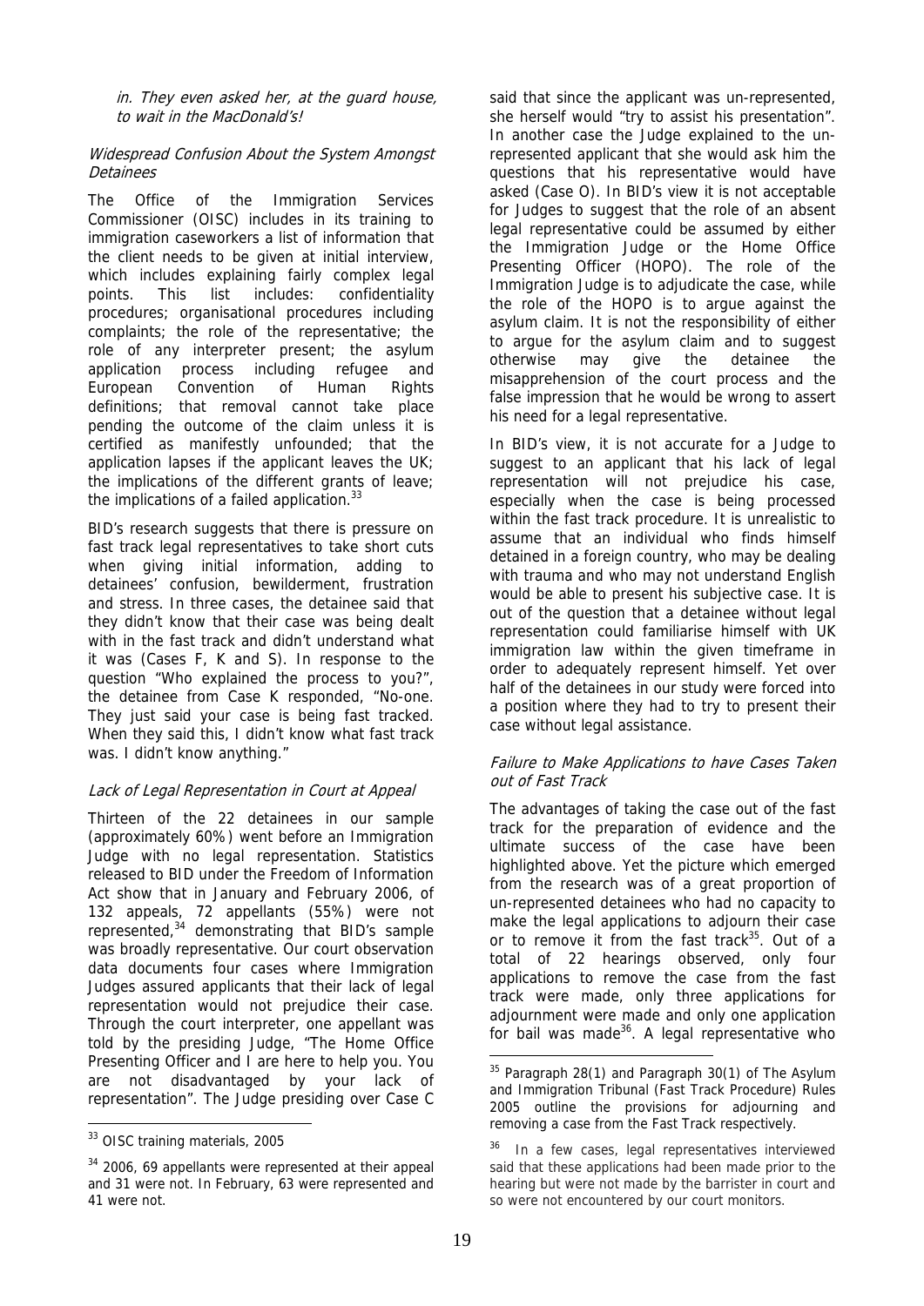*in. They even asked her, at the guard house, to wait in the MacDonald's!*

### *Widespread Confusion About the System Amongst Detainees*

The Office of the Immigration Services Commissioner (OISC) includes in its training to immigration caseworkers a list of information that the client needs to be given at initial interview, which includes explaining fairly complex legal points. This list includes: confidentiality procedures; organisational procedures including complaints; the role of the representative; the role of any interpreter present; the asylum application process including refugee and European Convention of Human Rights definitions; that removal cannot take place pending the outcome of the claim unless it is certified as manifestly unfounded; that the application lapses if the applicant leaves the UK; the implications of the different grants of leave; the implications of a failed application.[33]

BID's research suggests that there is pressure on fast track legal representatives to take short cuts when giving initial information, adding to detainees' confusion, bewilderment, frustration and stress. In three cases, the detainee said that they didn't know that their case was being dealt with in the fast track and didn't understand what it was (Cases F, K and S). In response to the question "Who explained the process to you?", the detainee from Case K responded, "No-one. They just said your case is being fast tracked. When they said this, I didn't know what fast track was. I didn't know anything."

### *Lack of Legal Representation in Court at Appeal*

Thirteen of the 22 detainees in our sample (approximately 60%) went before an Immigration Judge with no legal representation. Statistics released to BID under the Freedom of Information Act show that in January and February 2006, of 132 appeals, 72 appellants (55%) were not represented,[34] demonstrating that BID's sample was broadly representative. Our court observation data documents four cases where Immigration Judges assured applicants that their lack of legal representation would not prejudice their case. Through the court interpreter, one appellant was told by the presiding Judge, "The Home Office Presenting Officer and I are here to help you. You are not disadvantaged by your lack of representation". The Judge presiding over Case C said that since the applicant was un-represented, she herself would "try to assist his presentation". In another case the Judge explained to the un-represented applicant that she would ask him the questions that his representative would have asked (Case O). In BID's view it is not acceptable for Judges to suggest that the role of an absent legal representative could be assumed by either the Immigration Judge or the Home Office Presenting Officer (HOPO). The role of the Immigration Judge is to adjudicate the case, while the role of the HOPO is to argue against the asylum claim. It is not the responsibility of either to argue for the asylum claim and to suggest otherwise may give the detainee the misapprehension of the court process and the false impression that he would be wrong to assert his need for a legal representative.

In BID's view, it is not accurate for a Judge to suggest to an applicant that his lack of legal representation will not prejudice his case, especially when the case is being processed within the fast track procedure. It is unrealistic to assume that an individual who finds himself detained in a foreign country, who may be dealing with trauma and who may not understand English would be able to present his subjective case. It is out of the question that a detainee without legal representation could familiarise himself with UK immigration law within the given timeframe in order to adequately represent himself. Yet over half of the detainees in our study were forced into a position where they had to try to present their case without legal assistance.

### *Failure to Make Applications to have Cases Taken out of Fast Track*

The advantages of taking the case out of the fast track for the preparation of evidence and the ultimate success of the case have been highlighted above. Yet the picture which emerged from the research was of a great proportion of un-represented detainees who had no capacity to make the legal applications to adjourn their case or to remove it from the fast track[35]. Out of a total of 22 hearings observed, only four applications to remove the case from the fast track were made, only three applications for adjournment were made and only one application for bail was made[36]. A legal representative who

---

[33] OISC training materials, 2005

[34] 2006, 69 appellants were represented at their appeal and 31 were not. In February, 63 were represented and 41 were not.

[35] Paragraph 28(1) and Paragraph 30(1) of The Asylum and Immigration Tribunal (Fast Track Procedure) Rules 2005 outline the provisions for adjourning and removing a case from the Fast Track respectively.

[36] In a few cases, legal representatives interviewed said that these applications had been made prior to the hearing but were not made by the barrister in court and so were not encountered by our court monitors.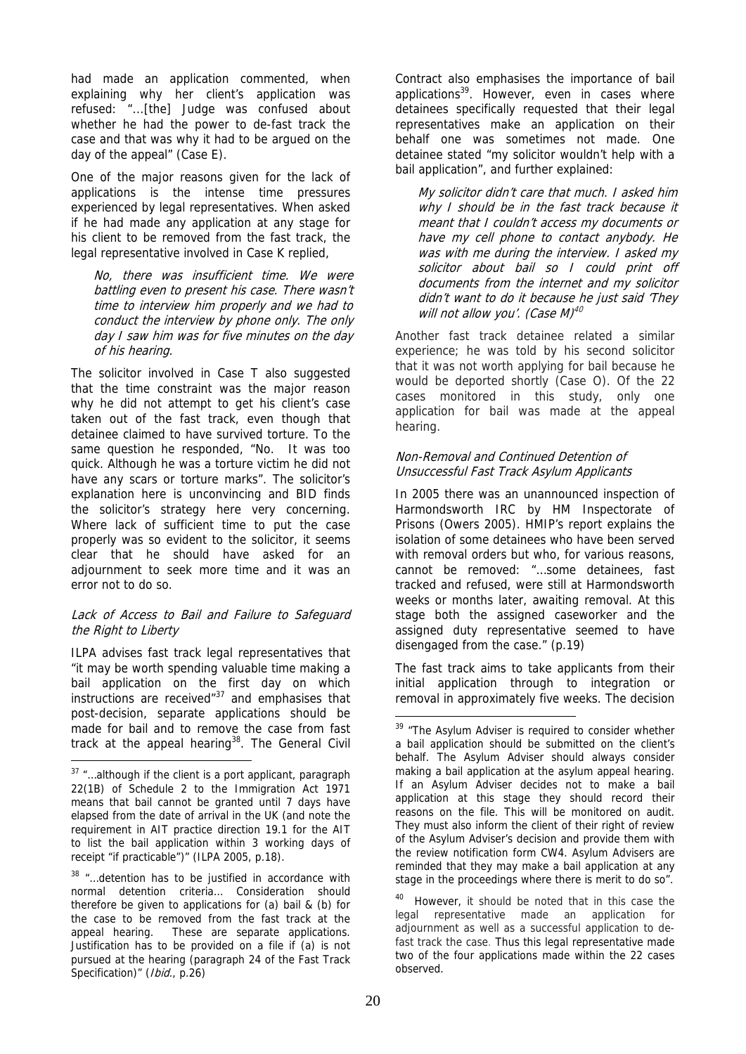had made an application commented, when explaining why her client's application was refused: "...[the] Judge was confused about whether he had the power to de-fast track the case and that was why it had to be argued on the day of the appeal" (Case E).

One of the major reasons given for the lack of applications is the intense time pressures experienced by legal representatives. When asked if he had made any application at any stage for his client to be removed from the fast track, the legal representative involved in Case K replied,

> *No, there was insufficient time. We were battling even to present his case. There wasn't time to interview him properly and we had to conduct the interview by phone only. The only day I saw him was for five minutes on the day of his hearing.*

The solicitor involved in Case T also suggested that the time constraint was the major reason why he did not attempt to get his client's case taken out of the fast track, even though that detainee claimed to have survived torture. To the same question he responded, "No. It was too quick. Although he was a torture victim he did not have any scars or torture marks". The solicitor's explanation here is unconvincing and BID finds the solicitor's strategy here very concerning. Where lack of sufficient time to put the case properly was so evident to the solicitor, it seems clear that he should have asked for an adjournment to seek more time and it was an error not to do so.

### *Lack of Access to Bail and Failure to Safeguard the Right to Liberty*

ILPA advises fast track legal representatives that "it may be worth spending valuable time making a bail application on the first day on which instructions are received"[37] and emphasises that post-decision, separate applications should be made for bail and to remove the case from fast track at the appeal hearing[38]. The General Civil Contract also emphasises the importance of bail applications[39]. However, even in cases where detainees specifically requested that their legal representatives make an application on their behalf one was sometimes not made. One detainee stated "my solicitor wouldn't help with a bail application", and further explained:

> *My solicitor didn't care that much. I asked him why I should be in the fast track because it meant that I couldn't access my documents or have my cell phone to contact anybody. He was with me during the interview. I asked my solicitor about bail so I could print off documents from the internet and my solicitor didn't want to do it because he just said 'They will not allow you'. (Case M)*[40]

Another fast track detainee related a similar experience; he was told by his second solicitor that it was not worth applying for bail because he would be deported shortly (Case O). Of the 22 cases monitored in this study, only one application for bail was made at the appeal hearing.

### *Non-Removal and Continued Detention of Unsuccessful Fast Track Asylum Applicants*

In 2005 there was an unannounced inspection of Harmondsworth IRC by HM Inspectorate of Prisons (Owers 2005). HMIP's report explains the isolation of some detainees who have been served with removal orders but who, for various reasons, cannot be removed: "...some detainees, fast tracked and refused, were still at Harmondsworth weeks or months later, awaiting removal. At this stage both the assigned caseworker and the assigned duty representative seemed to have disengaged from the case." (p.19)

The fast track aims to take applicants from their initial application through to integration or removal in approximately five weeks. The decision

---

[37] "...although if the client is a port applicant, paragraph 22(1B) of Schedule 2 to the Immigration Act 1971 means that bail cannot be granted until 7 days have elapsed from the date of arrival in the UK (and note the requirement in AIT practice direction 19.1 for the AIT to list the bail application within 3 working days of receipt "if practicable")" (ILPA 2005, p.18).

[38] "...detention has to be justified in accordance with normal detention criteria... Consideration should therefore be given to applications for (a) bail & (b) for the case to be removed from the fast track at the appeal hearing. These are separate applications. Justification has to be provided on a file if (a) is not pursued at the hearing (paragraph 24 of the Fast Track Specification)" (*Ibid.*, p.26)

[39] "The Asylum Adviser is required to consider whether a bail application should be submitted on the client's behalf. The Asylum Adviser should always consider making a bail application at the asylum appeal hearing. If an Asylum Adviser decides not to make a bail application at this stage they should record their reasons on the file. This will be monitored on audit. They must also inform the client of their right of review of the Asylum Adviser's decision and provide them with the review notification form CW4. Asylum Advisers are reminded that they may make a bail application at any stage in the proceedings where there is merit to do so".

[40] However, it should be noted that in this case the legal representative made an application for adjournment as well as a successful application to de-fast track the case. Thus this legal representative made two of the four applications made within the 22 cases observed.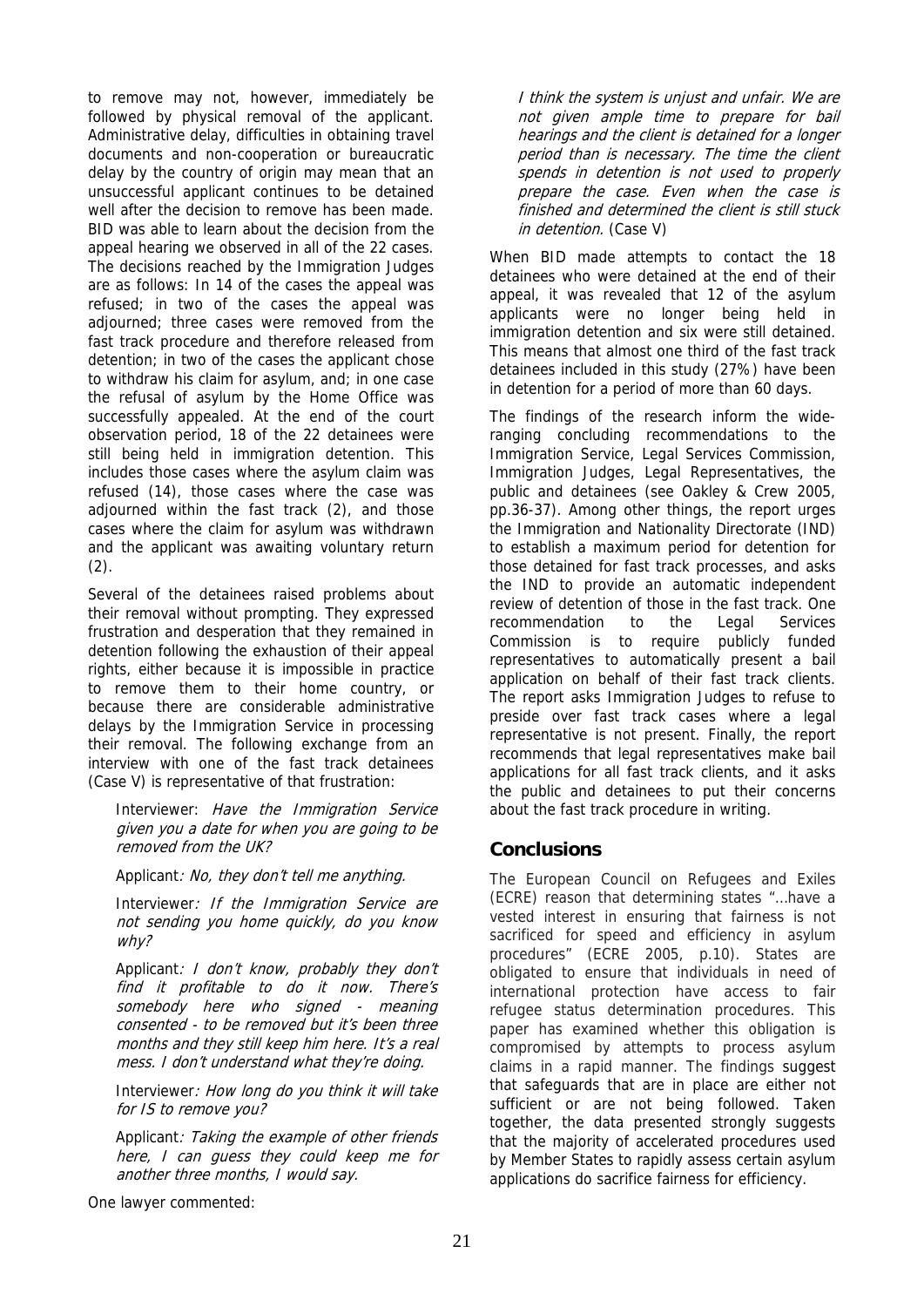to remove may not, however, immediately be followed by physical removal of the applicant. Administrative delay, difficulties in obtaining travel documents and non-cooperation or bureaucratic delay by the country of origin may mean that an unsuccessful applicant continues to be detained well after the decision to remove has been made. BID was able to learn about the decision from the appeal hearing we observed in all of the 22 cases. The decisions reached by the Immigration Judges are as follows: In 14 of the cases the appeal was refused; in two of the cases the appeal was adjourned; three cases were removed from the fast track procedure and therefore released from detention; in two of the cases the applicant chose to withdraw his claim for asylum, and; in one case the refusal of asylum by the Home Office was successfully appealed. At the end of the court observation period, 18 of the 22 detainees were still being held in immigration detention. This includes those cases where the asylum claim was refused (14), those cases where the case was adjourned within the fast track (2), and those cases where the claim for asylum was withdrawn and the applicant was awaiting voluntary return (2).

Several of the detainees raised problems about their removal without prompting. They expressed frustration and desperation that they remained in detention following the exhaustion of their appeal rights, either because it is impossible in practice to remove them to their home country, or because there are considerable administrative delays by the Immigration Service in processing their removal. The following exchange from an interview with one of the fast track detainees (Case V) is representative of that frustration:

> Interviewer: *Have the Immigration Service given you a date for when you are going to be removed from the UK?*
>
> Applicant*: No, they don't tell me anything.*
>
> Interviewer*: If the Immigration Service are not sending you home quickly, do you know why?*
>
> Applicant*: I don't know, probably they don't find it profitable to do it now. There's somebody here who signed - meaning consented - to be removed but it's been three months and they still keep him here. It's a real mess. I don't understand what they're doing.*
>
> Interviewer*: How long do you think it will take for IS to remove you?*
>
> Applicant*: Taking the example of other friends here, I can guess they could keep me for another three months, I would say.*

One lawyer commented:

> *I think the system is unjust and unfair. We are not given ample time to prepare for bail hearings and the client is detained for a longer period than is necessary. The time the client spends in detention is not used to properly prepare the case. Even when the case is finished and determined the client is still stuck in detention.* (Case V)

When BID made attempts to contact the 18 detainees who were detained at the end of their appeal, it was revealed that 12 of the asylum applicants were no longer being held in immigration detention and six were still detained. This means that almost one third of the fast track detainees included in this study (27%) have been in detention for a period of more than 60 days.

The findings of the research inform the wide-ranging concluding recommendations to the Immigration Service, Legal Services Commission, Immigration Judges, Legal Representatives, the public and detainees (see Oakley & Crew 2005, pp.36-37). Among other things, the report urges the Immigration and Nationality Directorate (IND) to establish a maximum period for detention for those detained for fast track processes, and asks the IND to provide an automatic independent review of detention of those in the fast track. One recommendation to the Legal Services Commission is to require publicly funded representatives to automatically present a bail application on behalf of their fast track clients. The report asks Immigration Judges to refuse to preside over fast track cases where a legal representative is not present. Finally, the report recommends that legal representatives make bail applications for all fast track clients, and it asks the public and detainees to put their concerns about the fast track procedure in writing.

## Conclusions

The European Council on Refugees and Exiles (ECRE) reason that determining states "…have a vested interest in ensuring that fairness is not sacrificed for speed and efficiency in asylum procedures" (ECRE 2005, p.10). States are obligated to ensure that individuals in need of international protection have access to fair refugee status determination procedures. This paper has examined whether this obligation is compromised by attempts to process asylum claims in a rapid manner. The findings suggest that safeguards that are in place are either not sufficient or are not being followed. Taken together, the data presented strongly suggests that the majority of accelerated procedures used by Member States to rapidly assess certain asylum applications do sacrifice fairness for efficiency.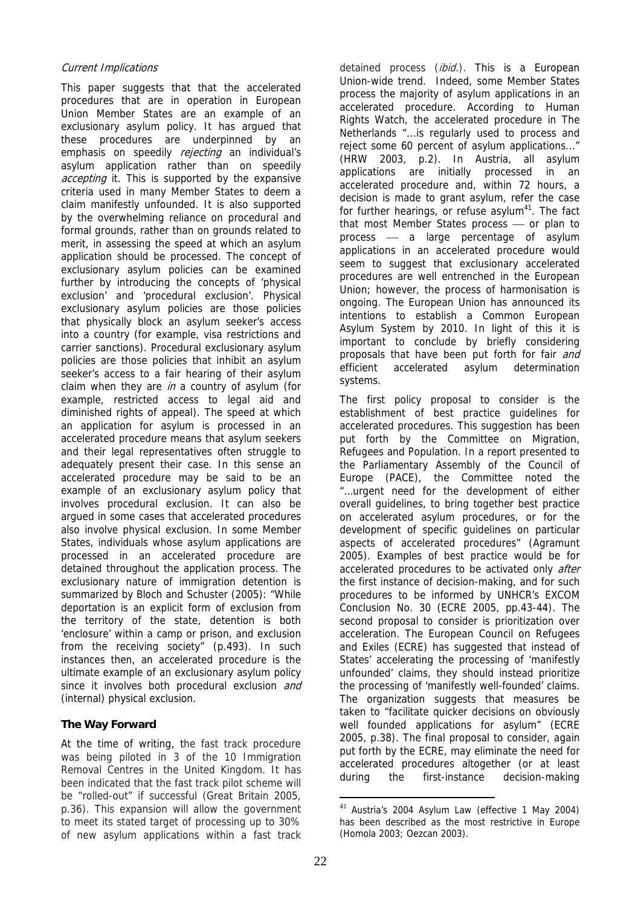*Current Implications*

This paper suggests that that the accelerated procedures that are in operation in European Union Member States are an example of an exclusionary asylum policy. It has argued that these procedures are underpinned by an emphasis on speedily *rejecting* an individual's asylum application rather than on speedily *accepting* it. This is supported by the expansive criteria used in many Member States to deem a claim manifestly unfounded. It is also supported by the overwhelming reliance on procedural and formal grounds, rather than on grounds related to merit, in assessing the speed at which an asylum application should be processed. The concept of exclusionary asylum policies can be examined further by introducing the concepts of 'physical exclusion' and 'procedural exclusion'. Physical exclusionary asylum policies are those policies that physically block an asylum seeker's access into a country (for example, visa restrictions and carrier sanctions). Procedural exclusionary asylum policies are those policies that inhibit an asylum seeker's access to a fair hearing of their asylum claim when they are *in* a country of asylum (for example, restricted access to legal aid and diminished rights of appeal). The speed at which an application for asylum is processed in an accelerated procedure means that asylum seekers and their legal representatives often struggle to adequately present their case. In this sense an accelerated procedure may be said to be an example of an exclusionary asylum policy that involves procedural exclusion. It can also be argued in some cases that accelerated procedures also involve physical exclusion. In some Member States, individuals whose asylum applications are processed in an accelerated procedure are detained throughout the application process. The exclusionary nature of immigration detention is summarized by Bloch and Schuster (2005): "While deportation is an explicit form of exclusion from the territory of the state, detention is both 'enclosure' within a camp or prison, and exclusion from the receiving society" (p.493). In such instances then, an accelerated procedure is the ultimate example of an exclusionary asylum policy since it involves both procedural exclusion *and* (internal) physical exclusion.

**The Way Forward**

At the time of writing, the fast track procedure was being piloted in 3 of the 10 Immigration Removal Centres in the United Kingdom. It has been indicated that the fast track pilot scheme will be "rolled-out" if successful (Great Britain 2005, p.36). This expansion will allow the government to meet its stated target of processing up to 30% of new asylum applications within a fast track detained process (*ibid.*). This is a European Union-wide trend. Indeed, some Member States process the majority of asylum applications in an accelerated procedure. According to Human Rights Watch, the accelerated procedure in The Netherlands "…is regularly used to process and reject some 60 percent of asylum applications…" (HRW 2003, p.2). In Austria, all asylum applications are initially processed in an accelerated procedure and, within 72 hours, a decision is made to grant asylum, refer the case for further hearings, or refuse asylum[41]. The fact that most Member States process — or plan to process — a large percentage of asylum applications in an accelerated procedure would seem to suggest that exclusionary accelerated procedures are well entrenched in the European Union; however, the process of harmonisation is ongoing. The European Union has announced its intentions to establish a Common European Asylum System by 2010. In light of this it is important to conclude by briefly considering proposals that have been put forth for fair *and* efficient accelerated asylum determination systems.

The first policy proposal to consider is the establishment of best practice guidelines for accelerated procedures. This suggestion has been put forth by the Committee on Migration, Refugees and Population. In a report presented to the Parliamentary Assembly of the Council of Europe (PACE), the Committee noted the "…urgent need for the development of either overall guidelines, to bring together best practice on accelerated asylum procedures, or for the development of specific guidelines on particular aspects of accelerated procedures" (Agramunt 2005). Examples of best practice would be for accelerated procedures to be activated only *after* the first instance of decision-making, and for such procedures to be informed by UNHCR's EXCOM Conclusion No. 30 (ECRE 2005, pp.43-44). The second proposal to consider is prioritization over acceleration. The European Council on Refugees and Exiles (ECRE) has suggested that instead of States' accelerating the processing of 'manifestly unfounded' claims, they should instead prioritize the processing of 'manifestly well-founded' claims. The organization suggests that measures be taken to "facilitate quicker decisions on obviously well founded applications for asylum" (ECRE 2005, p.38). The final proposal to consider, again put forth by the ECRE, may eliminate the need for accelerated procedures altogether (or at least during the first-instance decision-making

[41] Austria's 2004 Asylum Law (effective 1 May 2004) has been described as the most restrictive in Europe (Homola 2003; Oezcan 2003).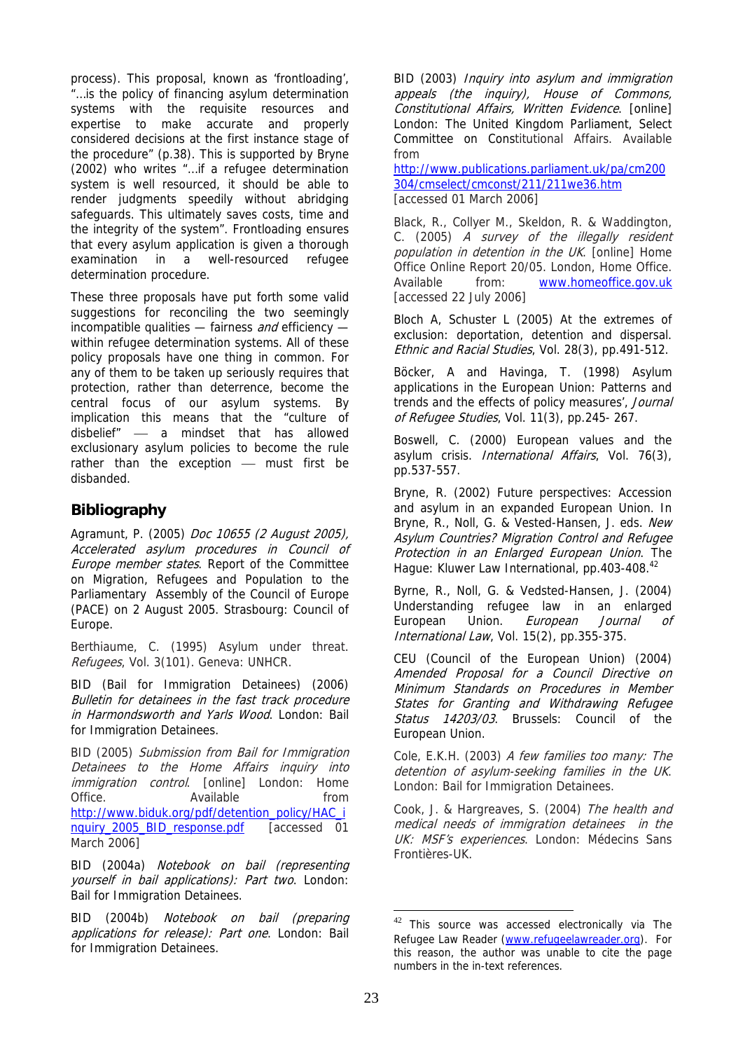process). This proposal, known as 'frontloading', "…is the policy of financing asylum determination systems with the requisite resources and expertise to make accurate and properly considered decisions at the first instance stage of the procedure" (p.38). This is supported by Bryne (2002) who writes "…if a refugee determination system is well resourced, it should be able to render judgments speedily without abridging safeguards. This ultimately saves costs, time and the integrity of the system". Frontloading ensures that every asylum application is given a thorough examination in a well-resourced refugee determination procedure.

These three proposals have put forth some valid suggestions for reconciling the two seemingly incompatible qualities — fairness *and* efficiency — within refugee determination systems. All of these policy proposals have one thing in common. For any of them to be taken up seriously requires that protection, rather than deterrence, become the central focus of our asylum systems. By implication this means that the "culture of disbelief" — a mindset that has allowed exclusionary asylum policies to become the rule rather than the exception — must first be disbanded.

## Bibliography

Agramunt, P. (2005) *Doc 10655 (2 August 2005), Accelerated asylum procedures in Council of Europe member states*. Report of the Committee on Migration, Refugees and Population to the Parliamentary Assembly of the Council of Europe (PACE) on 2 August 2005. Strasbourg: Council of Europe.

Berthiaume, C. (1995) Asylum under threat. *Refugees*, Vol. 3(101). Geneva: UNHCR.

BID (Bail for Immigration Detainees) (2006) *Bulletin for detainees in the fast track procedure in Harmondsworth and Yarls Wood*. London: Bail for Immigration Detainees.

BID (2005) *Submission from Bail for Immigration Detainees to the Home Affairs inquiry into immigration control*. [online] London: Home Office. Available from http://www.biduk.org/pdf/detention_policy/HAC_inquiry_2005_BID_response.pdf [accessed 01 March 2006]

BID (2004a) *Notebook on bail (representing yourself in bail applications): Part two*. London: Bail for Immigration Detainees.

BID (2004b) *Notebook on bail (preparing applications for release): Part one*. London: Bail for Immigration Detainees.

BID (2003) *Inquiry into asylum and immigration appeals (the inquiry), House of Commons, Constitutional Affairs, Written Evidence*. [online] London: The United Kingdom Parliament, Select Committee on Constitutional Affairs. Available from http://www.publications.parliament.uk/pa/cm200304/cmselect/cmconst/211/211we36.htm [accessed 01 March 2006]

Black, R., Collyer M., Skeldon, R. & Waddington, C. (2005) *A survey of the illegally resident population in detention in the UK*. [online] Home Office Online Report 20/05. London, Home Office. Available from: www.homeoffice.gov.uk [accessed 22 July 2006]

Bloch A, Schuster L (2005) At the extremes of exclusion: deportation, detention and dispersal. *Ethnic and Racial Studies*, Vol. 28(3), pp.491-512.

Böcker, A and Havinga, T. (1998) Asylum applications in the European Union: Patterns and trends and the effects of policy measures', *Journal of Refugee Studies*, Vol. 11(3), pp.245- 267.

Boswell, C. (2000) European values and the asylum crisis. *International Affairs*, Vol. 76(3), pp.537-557.

Bryne, R. (2002) Future perspectives: Accession and asylum in an expanded European Union. In Bryne, R., Noll, G. & Vested-Hansen, J. eds. *New Asylum Countries? Migration Control and Refugee Protection in an Enlarged European Union*. The Hague: Kluwer Law International, pp.403-408.[42]

Byrne, R., Noll, G. & Vedsted-Hansen, J. (2004) Understanding refugee law in an enlarged European Union. *European Journal of International Law*, Vol. 15(2), pp.355-375.

CEU (Council of the European Union) (2004) *Amended Proposal for a Council Directive on Minimum Standards on Procedures in Member States for Granting and Withdrawing Refugee Status 14203/03*. Brussels: Council of the European Union.

Cole, E.K.H. (2003) *A few families too many: The detention of asylum-seeking families in the UK*. London: Bail for Immigration Detainees.

Cook, J. & Hargreaves, S. (2004) *The health and medical needs of immigration detainees in the UK: MSF's experiences*. London: Médecins Sans Frontières-UK.

[42] This source was accessed electronically via The Refugee Law Reader (www.refugeelawreader.org). For this reason, the author was unable to cite the page numbers in the in-text references.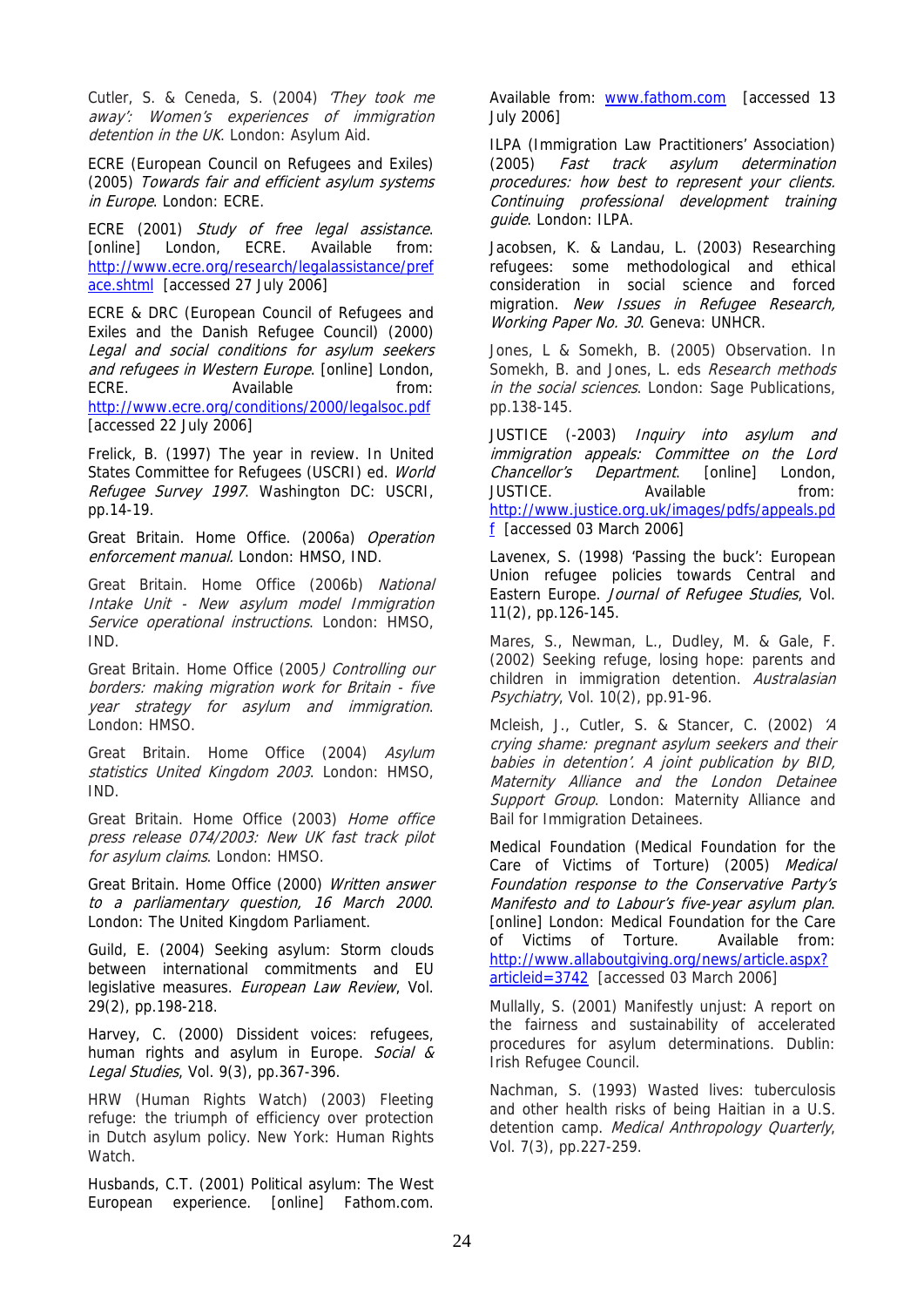Cutler, S. & Ceneda, S. (2004) *'They took me away': Women's experiences of immigration detention in the UK*. London: Asylum Aid.

ECRE (European Council on Refugees and Exiles) (2005) *Towards fair and efficient asylum systems in Europe*. London: ECRE.

ECRE (2001) *Study of free legal assistance*. [online] London, ECRE. Available from: http://www.ecre.org/research/legalassistance/preface.shtml [accessed 27 July 2006]

ECRE & DRC (European Council of Refugees and Exiles and the Danish Refugee Council) (2000) *Legal and social conditions for asylum seekers and refugees in Western Europe*. [online] London, ECRE. Available from: http://www.ecre.org/conditions/2000/legalsoc.pdf [accessed 22 July 2006]

Frelick, B. (1997) The year in review. In United States Committee for Refugees (USCRI) ed. *World Refugee Survey 1997*. Washington DC: USCRI, pp.14-19.

Great Britain. Home Office. (2006a) *Operation enforcement manual*. London: HMSO, IND.

Great Britain. Home Office (2006b) *National Intake Unit - New asylum model Immigration Service operational instructions*. London: HMSO, IND.

Great Britain. Home Office (2005) *Controlling our borders: making migration work for Britain - five year strategy for asylum and immigration*. London: HMSO.

Great Britain. Home Office (2004) *Asylum statistics United Kingdom 2003*. London: HMSO, IND.

Great Britain. Home Office (2003) *Home office press release 074/2003: New UK fast track pilot for asylum claims*. London: HMSO.

Great Britain. Home Office (2000) *Written answer to a parliamentary question, 16 March 2000*. London: The United Kingdom Parliament.

Guild, E. (2004) Seeking asylum: Storm clouds between international commitments and EU legislative measures. *European Law Review*, Vol. 29(2), pp.198-218.

Harvey, C. (2000) Dissident voices: refugees, human rights and asylum in Europe. *Social & Legal Studies*, Vol. 9(3), pp.367-396.

HRW (Human Rights Watch) (2003) Fleeting refuge: the triumph of efficiency over protection in Dutch asylum policy. New York: Human Rights Watch.

Husbands, C.T. (2001) Political asylum: The West European experience. [online] Fathom.com. Available from: www.fathom.com [accessed 13 July 2006]

ILPA (Immigration Law Practitioners' Association) (2005) *Fast track asylum determination procedures: how best to represent your clients. Continuing professional development training guide*. London: ILPA.

Jacobsen, K. & Landau, L. (2003) Researching refugees: some methodological and ethical consideration in social science and forced migration. *New Issues in Refugee Research, Working Paper No. 30*. Geneva: UNHCR.

Jones, L & Somekh, B. (2005) Observation. In Somekh, B. and Jones, L. eds *Research methods in the social sciences*. London: Sage Publications, pp.138-145.

JUSTICE (-2003) *Inquiry into asylum and immigration appeals: Committee on the Lord Chancellor's Department*. [online] London, JUSTICE. Available from: http://www.justice.org.uk/images/pdfs/appeals.pdf [accessed 03 March 2006]

Lavenex, S. (1998) 'Passing the buck': European Union refugee policies towards Central and Eastern Europe. *Journal of Refugee Studies*, Vol. 11(2), pp.126-145.

Mares, S., Newman, L., Dudley, M. & Gale, F. (2002) Seeking refuge, losing hope: parents and children in immigration detention. *Australasian Psychiatry*, Vol. 10(2), pp.91-96.

Mcleish, J., Cutler, S. & Stancer, C. (2002) *'A crying shame: pregnant asylum seekers and their babies in detention'. A joint publication by BID, Maternity Alliance and the London Detainee Support Group*. London: Maternity Alliance and Bail for Immigration Detainees.

Medical Foundation (Medical Foundation for the Care of Victims of Torture) (2005) *Medical Foundation response to the Conservative Party's Manifesto and to Labour's five-year asylum plan*. [online] London: Medical Foundation for the Care of Victims of Torture. Available from: http://www.allaboutgiving.org/news/article.aspx?articleid=3742 [accessed 03 March 2006]

Mullally, S. (2001) Manifestly unjust: A report on the fairness and sustainability of accelerated procedures for asylum determinations. Dublin: Irish Refugee Council.

Nachman, S. (1993) Wasted lives: tuberculosis and other health risks of being Haitian in a U.S. detention camp. *Medical Anthropology Quarterly*, Vol. 7(3), pp.227-259.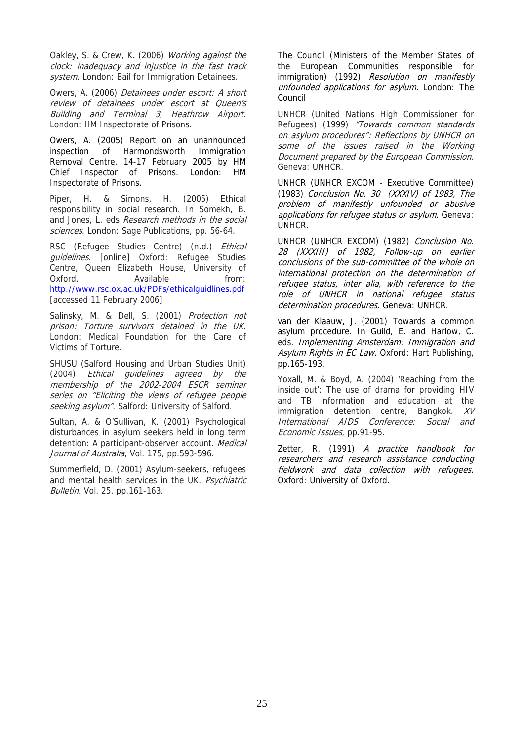Oakley, S. & Crew, K. (2006) *Working against the clock: inadequacy and injustice in the fast track system*. London: Bail for Immigration Detainees.

Owers, A. (2006) *Detainees under escort: A short review of detainees under escort at Queen's Building and Terminal 3, Heathrow Airport*. London: HM Inspectorate of Prisons.

Owers, A. (2005) Report on an unannounced inspection of Harmondsworth Immigration Removal Centre, 14-17 February 2005 by HM Chief Inspector of Prisons. London: HM Inspectorate of Prisons.

Piper, H. & Simons, H. (2005) Ethical responsibility in social research. In Somekh, B. and Jones, L. eds *Research methods in the social sciences*. London: Sage Publications, pp. 56-64.

RSC (Refugee Studies Centre) (n.d.) *Ethical guidelines*. [online] Oxford: Refugee Studies Centre, Queen Elizabeth House, University of Oxford. Available from: http://www.rsc.ox.ac.uk/PDFs/ethicalguidlines.pdf [accessed 11 February 2006]

Salinsky, M. & Dell, S. (2001) *Protection not prison: Torture survivors detained in the UK*. London: Medical Foundation for the Care of Victims of Torture.

SHUSU (Salford Housing and Urban Studies Unit) (2004) *Ethical guidelines agreed by the membership of the 2002-2004 ESCR seminar series on "Eliciting the views of refugee people seeking asylum"*. Salford: University of Salford.

Sultan, A. & O'Sullivan, K. (2001) Psychological disturbances in asylum seekers held in long term detention: A participant-observer account. *Medical Journal of Australia*, Vol. 175, pp.593-596.

Summerfield, D. (2001) Asylum-seekers, refugees and mental health services in the UK. *Psychiatric Bulletin*, Vol. 25, pp.161-163.

The Council (Ministers of the Member States of the European Communities responsible for immigration) (1992) *Resolution on manifestly unfounded applications for asylum.* London: The Council

UNHCR (United Nations High Commissioner for Refugees) (1999) *"Towards common standards on asylum procedures": Reflections by UNHCR on some of the issues raised in the Working Document prepared by the European Commission.* Geneva: UNHCR.

UNHCR (UNHCR EXCOM - Executive Committee) (1983) *Conclusion No. 30 (XXXIV) of 1983, The problem of manifestly unfounded or abusive applications for refugee status or asylum*. Geneva: UNHCR.

UNHCR (UNHCR EXCOM) (1982) *Conclusion No. 28 (XXXIII) of 1982, Follow-up on earlier conclusions of the sub-committee of the whole on international protection on the determination of refugee status, inter alia, with reference to the role of UNHCR in national refugee status determination procedures*. Geneva: UNHCR.

van der Klaauw, J. (2001) Towards a common asylum procedure. In Guild, E. and Harlow, C. eds. *Implementing Amsterdam: Immigration and Asylum Rights in EC Law*. Oxford: Hart Publishing, pp.165-193.

Yoxall, M. & Boyd, A. (2004) 'Reaching from the inside out': The use of drama for providing HIV and TB information and education at the immigration detention centre, Bangkok. *XV International AIDS Conference: Social and Economic Issues*, pp.91-95.

Zetter, R. (1991) *A practice handbook for researchers and research assistance conducting fieldwork and data collection with refugees*. Oxford: University of Oxford.